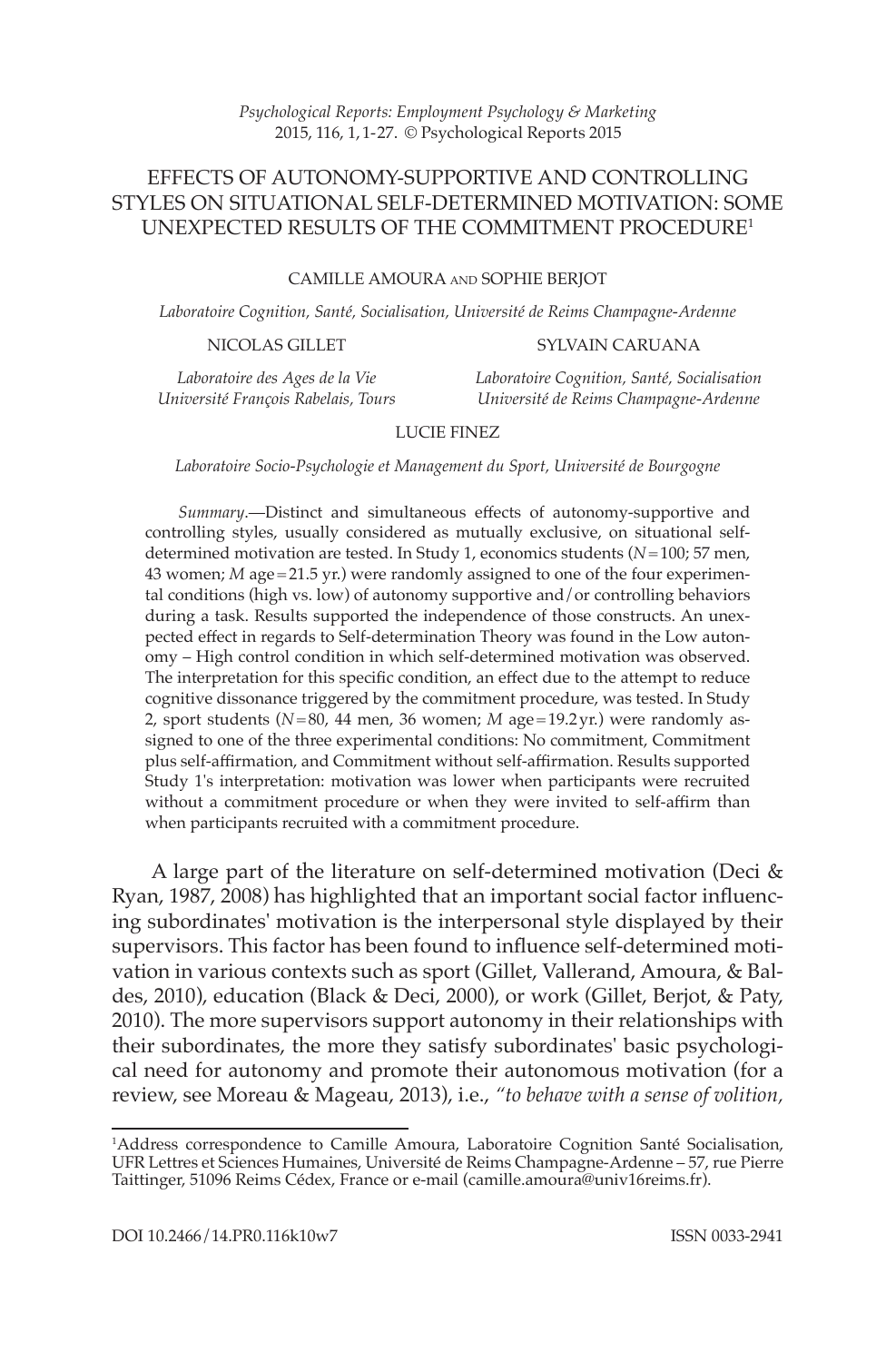# EFFECTS OF AUTONOMY-SUPPORTIVE AND CONTROLLING STYLES ON SITUATIONAL SELF-DETERMINED MOTIVATION: SOME UNEXPECTED RESULTS OF THE COMMITMENT PROCEDURE[1]

CAMILLE AMOURA AND SOPHIE BERJOT

*Laboratoire Cognition, Santé, Socialisation, Université de Reims Champagne-Ardenne*

NICOLAS GILLET

*Laboratoire des Ages de la Vie*
*Université François Rabelais, Tours*

SYLVAIN CARUANA

*Laboratoire Cognition, Santé, Socialisation*
*Université de Reims Champagne-Ardenne*

LUCIE FINEZ

*Laboratoire Socio-Psychologie et Management du Sport, Université de Bourgogne*

*Summary*.—Distinct and simultaneous effects of autonomy-supportive and controlling styles, usually considered as mutually exclusive, on situational self-determined motivation are tested. In Study 1, economics students ($N=100$; 57 men, 43 women; $M$ age$=21.5$ yr.) were randomly assigned to one of the four experimental conditions (high vs. low) of autonomy supportive and/or controlling behaviors during a task. Results supported the independence of those constructs. An unexpected effect in regards to Self-determination Theory was found in the Low autonomy – High control condition in which self-determined motivation was observed. The interpretation for this specific condition, an effect due to the attempt to reduce cognitive dissonance triggered by the commitment procedure, was tested. In Study 2, sport students ($N=80$, 44 men, 36 women; $M$ age$=19.2$ yr.) were randomly assigned to one of the three experimental conditions: No commitment, Commitment plus self-affirmation, and Commitment without self-affirmation. Results supported Study 1's interpretation: motivation was lower when participants were recruited without a commitment procedure or when they were invited to self-affirm than when participants recruited with a commitment procedure.

A large part of the literature on self-determined motivation (Deci & Ryan, 1987, 2008) has highlighted that an important social factor influencing subordinates' motivation is the interpersonal style displayed by their supervisors. This factor has been found to influence self-determined motivation in various contexts such as sport (Gillet, Vallerand, Amoura, & Baldes, 2010), education (Black & Deci, 2000), or work (Gillet, Berjot, & Paty, 2010). The more supervisors support autonomy in their relationships with their subordinates, the more they satisfy subordinates' basic psychological need for autonomy and promote their autonomous motivation (for a review, see Moreau & Mageau, 2013), i.e., *"to behave with a sense of volition,*

[1]Address correspondence to Camille Amoura, Laboratoire Cognition Santé Socialisation, UFR Lettres et Sciences Humaines, Université de Reims Champagne-Ardenne – 57, rue Pierre Taittinger, 51096 Reims Cédex, France or e-mail (camille.amoura@univ16reims.fr).

DOI 10.2466/14.PR0.116k10w7

ISSN 0033-2941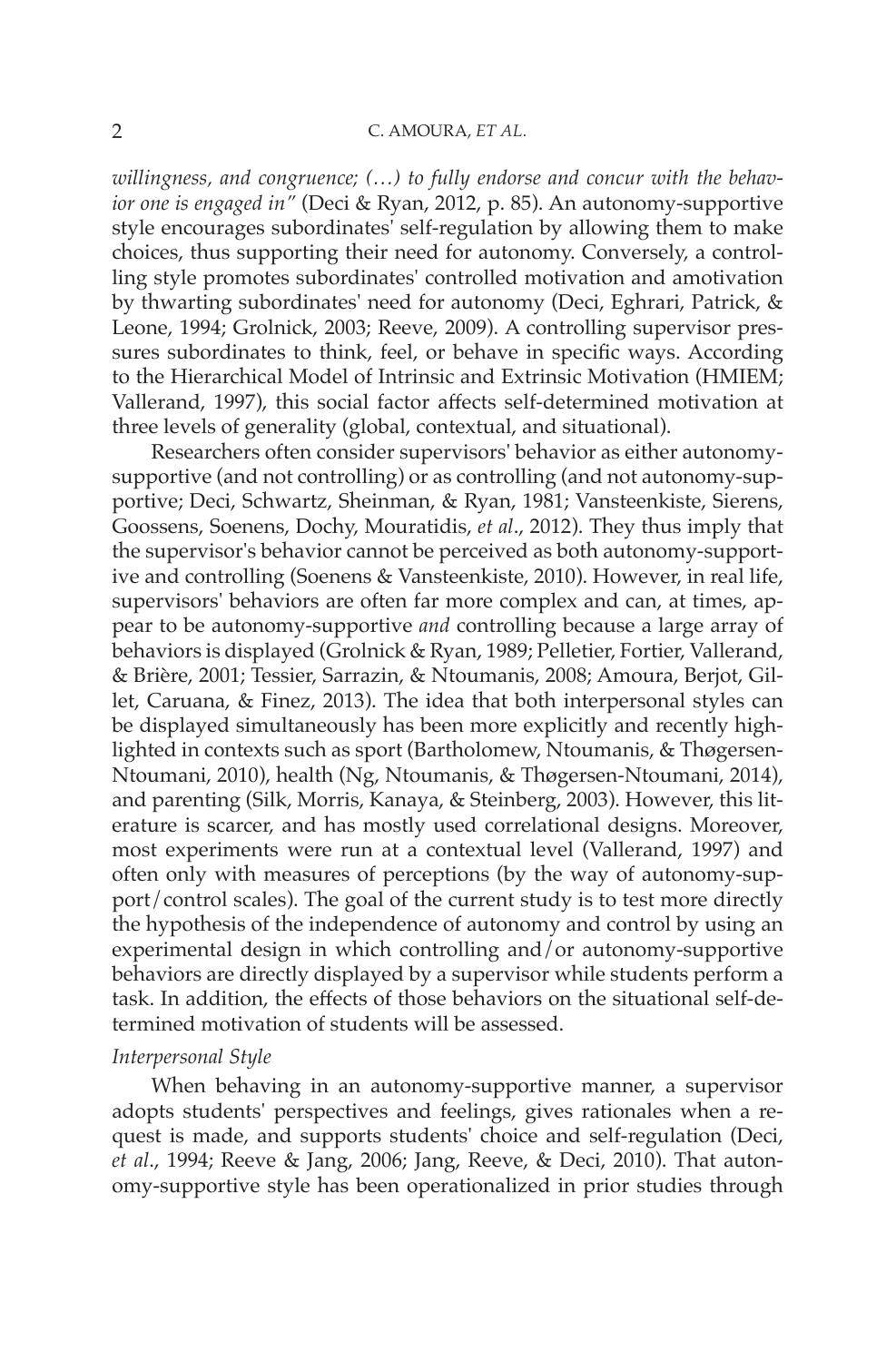*willingness, and congruence; (…) to fully endorse and concur with the behavior one is engaged in"* (Deci & Ryan, 2012, p. 85). An autonomy-supportive style encourages subordinates' self-regulation by allowing them to make choices, thus supporting their need for autonomy. Conversely, a controlling style promotes subordinates' controlled motivation and amotivation by thwarting subordinates' need for autonomy (Deci, Eghrari, Patrick, & Leone, 1994; Grolnick, 2003; Reeve, 2009). A controlling supervisor pressures subordinates to think, feel, or behave in specific ways. According to the Hierarchical Model of Intrinsic and Extrinsic Motivation (HMIEM; Vallerand, 1997), this social factor affects self-determined motivation at three levels of generality (global, contextual, and situational).

Researchers often consider supervisors' behavior as either autonomy-supportive (and not controlling) or as controlling (and not autonomy-supportive; Deci, Schwartz, Sheinman, & Ryan, 1981; Vansteenkiste, Sierens, Goossens, Soenens, Dochy, Mouratidis, *et al*., 2012). They thus imply that the supervisor's behavior cannot be perceived as both autonomy-supportive and controlling (Soenens & Vansteenkiste, 2010). However, in real life, supervisors' behaviors are often far more complex and can, at times, appear to be autonomy-supportive *and* controlling because a large array of behaviors is displayed (Grolnick & Ryan, 1989; Pelletier, Fortier, Vallerand, & Brière, 2001; Tessier, Sarrazin, & Ntoumanis, 2008; Amoura, Berjot, Gillet, Caruana, & Finez, 2013). The idea that both interpersonal styles can be displayed simultaneously has been more explicitly and recently highlighted in contexts such as sport (Bartholomew, Ntoumanis, & Thøgersen-Ntoumani, 2010), health (Ng, Ntoumanis, & Thøgersen-Ntoumani, 2014), and parenting (Silk, Morris, Kanaya, & Steinberg, 2003). However, this literature is scarcer, and has mostly used correlational designs. Moreover, most experiments were run at a contextual level (Vallerand, 1997) and often only with measures of perceptions (by the way of autonomy-support/control scales). The goal of the current study is to test more directly the hypothesis of the independence of autonomy and control by using an experimental design in which controlling and/or autonomy-supportive behaviors are directly displayed by a supervisor while students perform a task. In addition, the effects of those behaviors on the situational self-determined motivation of students will be assessed.

### *Interpersonal Style*

When behaving in an autonomy-supportive manner, a supervisor adopts students' perspectives and feelings, gives rationales when a request is made, and supports students' choice and self-regulation (Deci, *et al*., 1994; Reeve & Jang, 2006; Jang, Reeve, & Deci, 2010). That autonomy-supportive style has been operationalized in prior studies through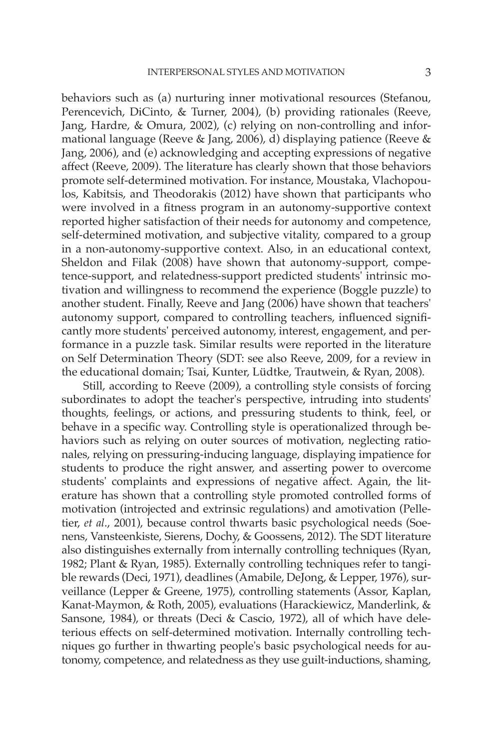behaviors such as (a) nurturing inner motivational resources (Stefanou, Perencevich, DiCinto, & Turner, 2004), (b) providing rationales (Reeve, Jang, Hardre, & Omura, 2002), (c) relying on non-controlling and informational language (Reeve & Jang, 2006), d) displaying patience (Reeve & Jang, 2006), and (e) acknowledging and accepting expressions of negative affect (Reeve, 2009). The literature has clearly shown that those behaviors promote self-determined motivation. For instance, Moustaka, Vlachopoulos, Kabitsis, and Theodorakis (2012) have shown that participants who were involved in a fitness program in an autonomy-supportive context reported higher satisfaction of their needs for autonomy and competence, self-determined motivation, and subjective vitality, compared to a group in a non-autonomy-supportive context. Also, in an educational context, Sheldon and Filak (2008) have shown that autonomy-support, competence-support, and relatedness-support predicted students' intrinsic motivation and willingness to recommend the experience (Boggle puzzle) to another student. Finally, Reeve and Jang (2006) have shown that teachers' autonomy support, compared to controlling teachers, influenced significantly more students' perceived autonomy, interest, engagement, and performance in a puzzle task. Similar results were reported in the literature on Self Determination Theory (SDT: see also Reeve, 2009, for a review in the educational domain; Tsai, Kunter, Lüdtke, Trautwein, & Ryan, 2008).

Still, according to Reeve (2009), a controlling style consists of forcing subordinates to adopt the teacher's perspective, intruding into students' thoughts, feelings, or actions, and pressuring students to think, feel, or behave in a specific way. Controlling style is operationalized through behaviors such as relying on outer sources of motivation, neglecting rationales, relying on pressuring-inducing language, displaying impatience for students to produce the right answer, and asserting power to overcome students' complaints and expressions of negative affect. Again, the literature has shown that a controlling style promoted controlled forms of motivation (introjected and extrinsic regulations) and amotivation (Pelletier, *et al*., 2001), because control thwarts basic psychological needs (Soenens, Vansteenkiste, Sierens, Dochy, & Goossens, 2012). The SDT literature also distinguishes externally from internally controlling techniques (Ryan, 1982; Plant & Ryan, 1985). Externally controlling techniques refer to tangible rewards (Deci, 1971), deadlines (Amabile, DeJong, & Lepper, 1976), surveillance (Lepper & Greene, 1975), controlling statements (Assor, Kaplan, Kanat-Maymon, & Roth, 2005), evaluations (Harackiewicz, Manderlink, & Sansone, 1984), or threats (Deci & Cascio, 1972), all of which have deleterious effects on self-determined motivation. Internally controlling techniques go further in thwarting people's basic psychological needs for autonomy, competence, and relatedness as they use guilt-inductions, shaming,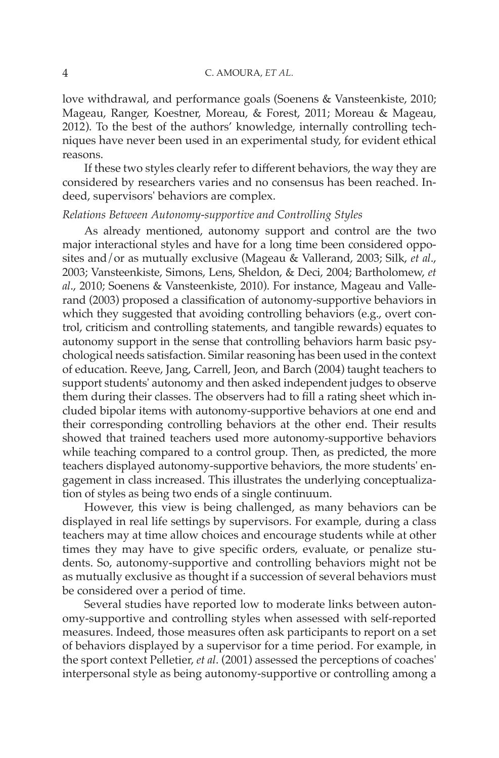love withdrawal, and performance goals (Soenens & Vansteenkiste, 2010; Mageau, Ranger, Koestner, Moreau, & Forest, 2011; Moreau & Mageau, 2012). To the best of the authors' knowledge, internally controlling techniques have never been used in an experimental study, for evident ethical reasons.

If these two styles clearly refer to different behaviors, the way they are considered by researchers varies and no consensus has been reached. Indeed, supervisors' behaviors are complex.

*Relations Between Autonomy-supportive and Controlling Styles*

As already mentioned, autonomy support and control are the two major interactional styles and have for a long time been considered opposites and/or as mutually exclusive (Mageau & Vallerand, 2003; Silk, *et al*., 2003; Vansteenkiste, Simons, Lens, Sheldon, & Deci, 2004; Bartholomew, *et al*., 2010; Soenens & Vansteenkiste, 2010). For instance, Mageau and Vallerand (2003) proposed a classification of autonomy-supportive behaviors in which they suggested that avoiding controlling behaviors (e.g., overt control, criticism and controlling statements, and tangible rewards) equates to autonomy support in the sense that controlling behaviors harm basic psychological needs satisfaction. Similar reasoning has been used in the context of education. Reeve, Jang, Carrell, Jeon, and Barch (2004) taught teachers to support students' autonomy and then asked independent judges to observe them during their classes. The observers had to fill a rating sheet which included bipolar items with autonomy-supportive behaviors at one end and their corresponding controlling behaviors at the other end. Their results showed that trained teachers used more autonomy-supportive behaviors while teaching compared to a control group. Then, as predicted, the more teachers displayed autonomy-supportive behaviors, the more students' engagement in class increased. This illustrates the underlying conceptualization of styles as being two ends of a single continuum.

However, this view is being challenged, as many behaviors can be displayed in real life settings by supervisors. For example, during a class teachers may at time allow choices and encourage students while at other times they may have to give specific orders, evaluate, or penalize students. So, autonomy-supportive and controlling behaviors might not be as mutually exclusive as thought if a succession of several behaviors must be considered over a period of time.

Several studies have reported low to moderate links between autonomy-supportive and controlling styles when assessed with self-reported measures. Indeed, those measures often ask participants to report on a set of behaviors displayed by a supervisor for a time period. For example, in the sport context Pelletier, *et al*. (2001) assessed the perceptions of coaches' interpersonal style as being autonomy-supportive or controlling among a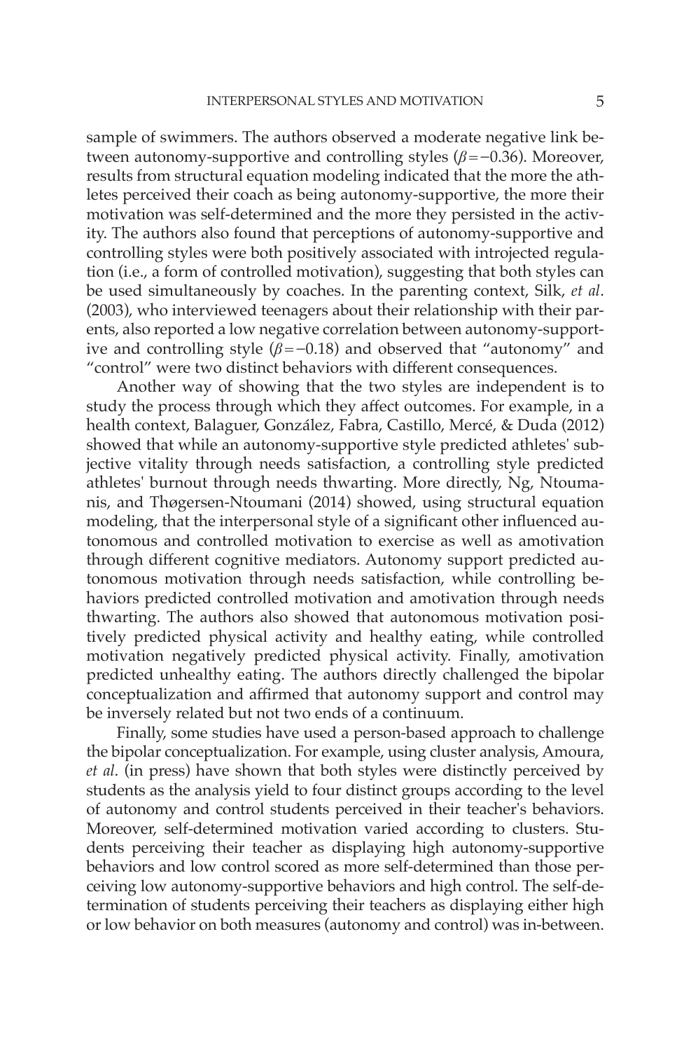sample of swimmers. The authors observed a moderate negative link between autonomy-supportive and controlling styles ($\beta = -0.36$). Moreover, results from structural equation modeling indicated that the more the athletes perceived their coach as being autonomy-supportive, the more their motivation was self-determined and the more they persisted in the activity. The authors also found that perceptions of autonomy-supportive and controlling styles were both positively associated with introjected regulation (i.e., a form of controlled motivation), suggesting that both styles can be used simultaneously by coaches. In the parenting context, Silk, *et al*. (2003), who interviewed teenagers about their relationship with their parents, also reported a low negative correlation between autonomy-supportive and controlling style ($\beta = -0.18$) and observed that "autonomy" and "control" were two distinct behaviors with different consequences.

Another way of showing that the two styles are independent is to study the process through which they affect outcomes. For example, in a health context, Balaguer, González, Fabra, Castillo, Mercé, & Duda (2012) showed that while an autonomy-supportive style predicted athletes' subjective vitality through needs satisfaction, a controlling style predicted athletes' burnout through needs thwarting. More directly, Ng, Ntoumanis, and Thøgersen-Ntoumani (2014) showed, using structural equation modeling, that the interpersonal style of a significant other influenced autonomous and controlled motivation to exercise as well as amotivation through different cognitive mediators. Autonomy support predicted autonomous motivation through needs satisfaction, while controlling behaviors predicted controlled motivation and amotivation through needs thwarting. The authors also showed that autonomous motivation positively predicted physical activity and healthy eating, while controlled motivation negatively predicted physical activity. Finally, amotivation predicted unhealthy eating. The authors directly challenged the bipolar conceptualization and affirmed that autonomy support and control may be inversely related but not two ends of a continuum.

Finally, some studies have used a person-based approach to challenge the bipolar conceptualization. For example, using cluster analysis, Amoura, *et al*. (in press) have shown that both styles were distinctly perceived by students as the analysis yield to four distinct groups according to the level of autonomy and control students perceived in their teacher's behaviors. Moreover, self-determined motivation varied according to clusters. Students perceiving their teacher as displaying high autonomy-supportive behaviors and low control scored as more self-determined than those perceiving low autonomy-supportive behaviors and high control. The self-determination of students perceiving their teachers as displaying either high or low behavior on both measures (autonomy and control) was in-between.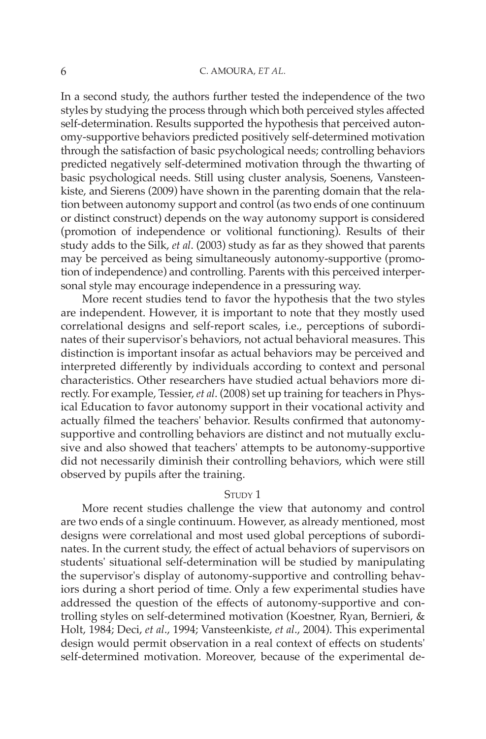In a second study, the authors further tested the independence of the two styles by studying the process through which both perceived styles affected self-determination. Results supported the hypothesis that perceived autonomy-supportive behaviors predicted positively self-determined motivation through the satisfaction of basic psychological needs; controlling behaviors predicted negatively self-determined motivation through the thwarting of basic psychological needs. Still using cluster analysis, Soenens, Vansteenkiste, and Sierens (2009) have shown in the parenting domain that the relation between autonomy support and control (as two ends of one continuum or distinct construct) depends on the way autonomy support is considered (promotion of independence or volitional functioning). Results of their study adds to the Silk, *et al*. (2003) study as far as they showed that parents may be perceived as being simultaneously autonomy-supportive (promotion of independence) and controlling. Parents with this perceived interpersonal style may encourage independence in a pressuring way.

More recent studies tend to favor the hypothesis that the two styles are independent. However, it is important to note that they mostly used correlational designs and self-report scales, i.e., perceptions of subordinates of their supervisor's behaviors, not actual behavioral measures. This distinction is important insofar as actual behaviors may be perceived and interpreted differently by individuals according to context and personal characteristics. Other researchers have studied actual behaviors more directly. For example, Tessier, *et al*. (2008) set up training for teachers in Physical Education to favor autonomy support in their vocational activity and actually filmed the teachers' behavior. Results confirmed that autonomy-supportive and controlling behaviors are distinct and not mutually exclusive and also showed that teachers' attempts to be autonomy-supportive did not necessarily diminish their controlling behaviors, which were still observed by pupils after the training.

## Study 1

More recent studies challenge the view that autonomy and control are two ends of a single continuum. However, as already mentioned, most designs were correlational and most used global perceptions of subordinates. In the current study, the effect of actual behaviors of supervisors on students' situational self-determination will be studied by manipulating the supervisor's display of autonomy-supportive and controlling behaviors during a short period of time. Only a few experimental studies have addressed the question of the effects of autonomy-supportive and controlling styles on self-determined motivation (Koestner, Ryan, Bernieri, & Holt, 1984; Deci, *et al*., 1994; Vansteenkiste, *et al*., 2004). This experimental design would permit observation in a real context of effects on students' self-determined motivation. Moreover, because of the experimental de-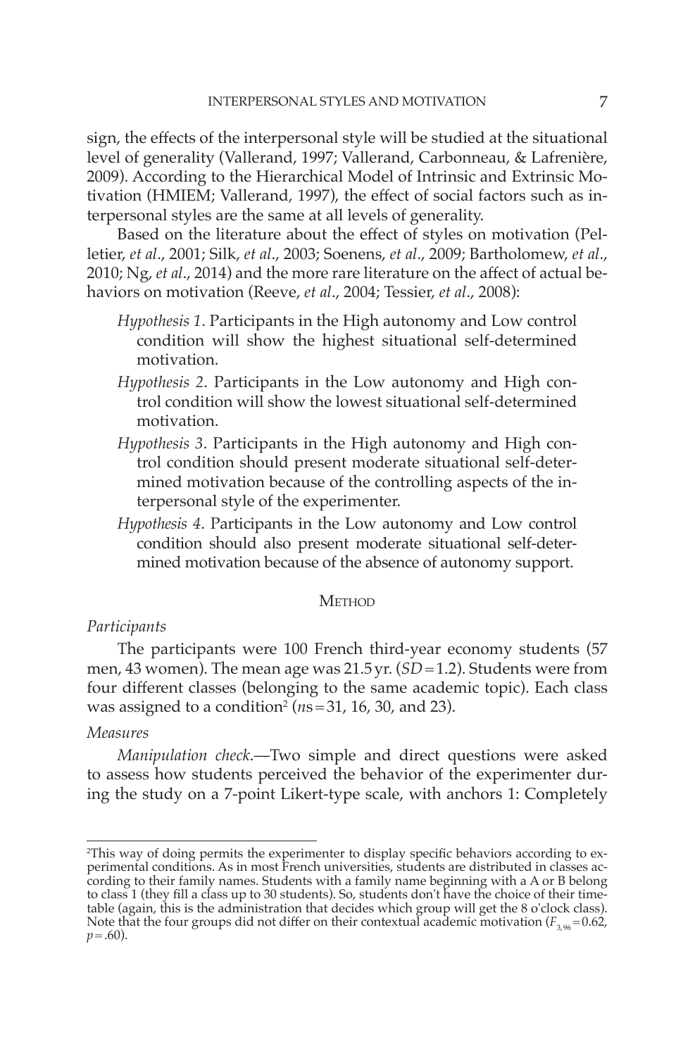sign, the effects of the interpersonal style will be studied at the situational level of generality (Vallerand, 1997; Vallerand, Carbonneau, & Lafrenière, 2009). According to the Hierarchical Model of Intrinsic and Extrinsic Motivation (HMIEM; Vallerand, 1997), the effect of social factors such as interpersonal styles are the same at all levels of generality.

Based on the literature about the effect of styles on motivation (Pelletier, *et al*., 2001; Silk, *et al*., 2003; Soenens, *et al*., 2009; Bartholomew, *et al*., 2010; Ng, *et al*., 2014) and the more rare literature on the affect of actual behaviors on motivation (Reeve, *et al*., 2004; Tessier, *et al*., 2008):

*Hypothesis 1*. Participants in the High autonomy and Low control condition will show the highest situational self-determined motivation.

*Hypothesis 2*. Participants in the Low autonomy and High control condition will show the lowest situational self-determined motivation.

*Hypothesis 3*. Participants in the High autonomy and High control condition should present moderate situational self-determined motivation because of the controlling aspects of the interpersonal style of the experimenter.

*Hypothesis 4*. Participants in the Low autonomy and Low control condition should also present moderate situational self-determined motivation because of the absence of autonomy support.

## Method

### *Participants*

The participants were 100 French third-year economy students (57 men, 43 women). The mean age was 21.5 yr. (*SD* = 1.2). Students were from four different classes (belonging to the same academic topic). Each class was assigned to a condition[2] (*n*s = 31, 16, 30, and 23).

### *Measures*

*Manipulation check*.—Two simple and direct questions were asked to assess how students perceived the behavior of the experimenter during the study on a 7-point Likert-type scale, with anchors 1: Completely

---

[2]This way of doing permits the experimenter to display specific behaviors according to experimental conditions. As in most French universities, students are distributed in classes according to their family names. Students with a family name beginning with a A or B belong to class 1 (they fill a class up to 30 students). So, students don't have the choice of their timetable (again, this is the administration that decides which group will get the 8 o'clock class). Note that the four groups did not differ on their contextual academic motivation ($F_{3,96} = 0.62$, $p = .60$).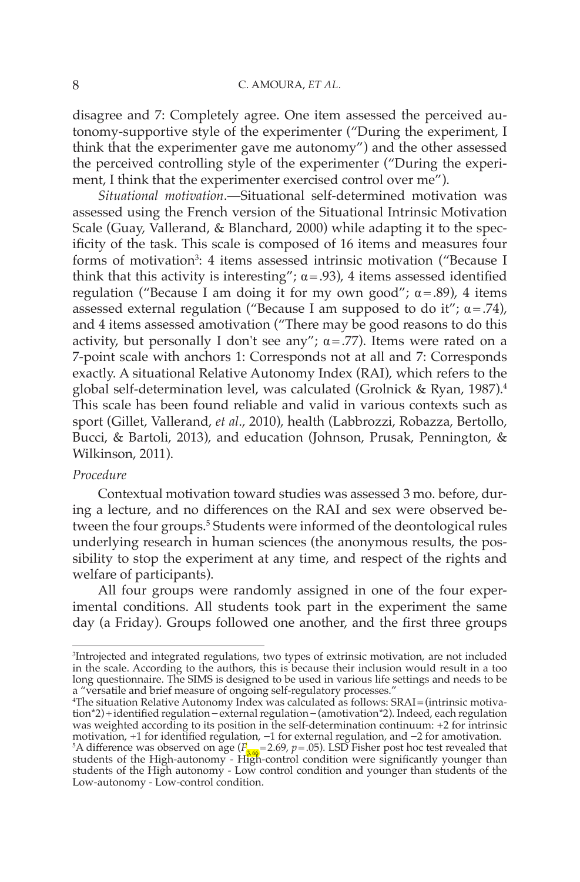disagree and 7: Completely agree. One item assessed the perceived autonomy-supportive style of the experimenter ("During the experiment, I think that the experimenter gave me autonomy") and the other assessed the perceived controlling style of the experimenter ("During the experiment, I think that the experimenter exercised control over me").

*Situational motivation*.—Situational self-determined motivation was assessed using the French version of the Situational Intrinsic Motivation Scale (Guay, Vallerand, & Blanchard, 2000) while adapting it to the specificity of the task. This scale is composed of 16 items and measures four forms of motivation[3]: 4 items assessed intrinsic motivation ("Because I think that this activity is interesting"; $\alpha = .93$), 4 items assessed identified regulation ("Because I am doing it for my own good"; $\alpha = .89$), 4 items assessed external regulation ("Because I am supposed to do it"; $\alpha = .74$), and 4 items assessed amotivation ("There may be good reasons to do this activity, but personally I don't see any"; $\alpha = .77$). Items were rated on a 7-point scale with anchors 1: Corresponds not at all and 7: Corresponds exactly. A situational Relative Autonomy Index (RAI), which refers to the global self-determination level, was calculated (Grolnick & Ryan, 1987).[4] This scale has been found reliable and valid in various contexts such as sport (Gillet, Vallerand, *et al*., 2010), health (Labbrozzi, Robazza, Bertollo, Bucci, & Bartoli, 2013), and education (Johnson, Prusak, Pennington, & Wilkinson, 2011).

*Procedure*

Contextual motivation toward studies was assessed 3 mo. before, during a lecture, and no differences on the RAI and sex were observed between the four groups.[5] Students were informed of the deontological rules underlying research in human sciences (the anonymous results, the possibility to stop the experiment at any time, and respect of the rights and welfare of participants).

All four groups were randomly assigned in one of the four experimental conditions. All students took part in the experiment the same day (a Friday). Groups followed one another, and the first three groups

[3]Introjected and integrated regulations, two types of extrinsic motivation, are not included in the scale. According to the authors, this is because their inclusion would result in a too long questionnaire. The SIMS is designed to be used in various life settings and needs to be a "versatile and brief measure of ongoing self-regulatory processes."

[4]The situation Relative Autonomy Index was calculated as follows: SRAI = (intrinsic motivation*2) + identified regulation − external regulation − (amotivation*2). Indeed, each regulation was weighted according to its position in the self-determination continuum: +2 for intrinsic motivation, +1 for identified regulation, −1 for external regulation, and −2 for amotivation.

[5]A difference was observed on age ($F_{3,66} = 2.69$, $p = .05$). LSD Fisher post hoc test revealed that students of the High-autonomy - High-control condition were significantly younger than students of the High autonomy - Low control condition and younger than students of the Low-autonomy - Low-control condition.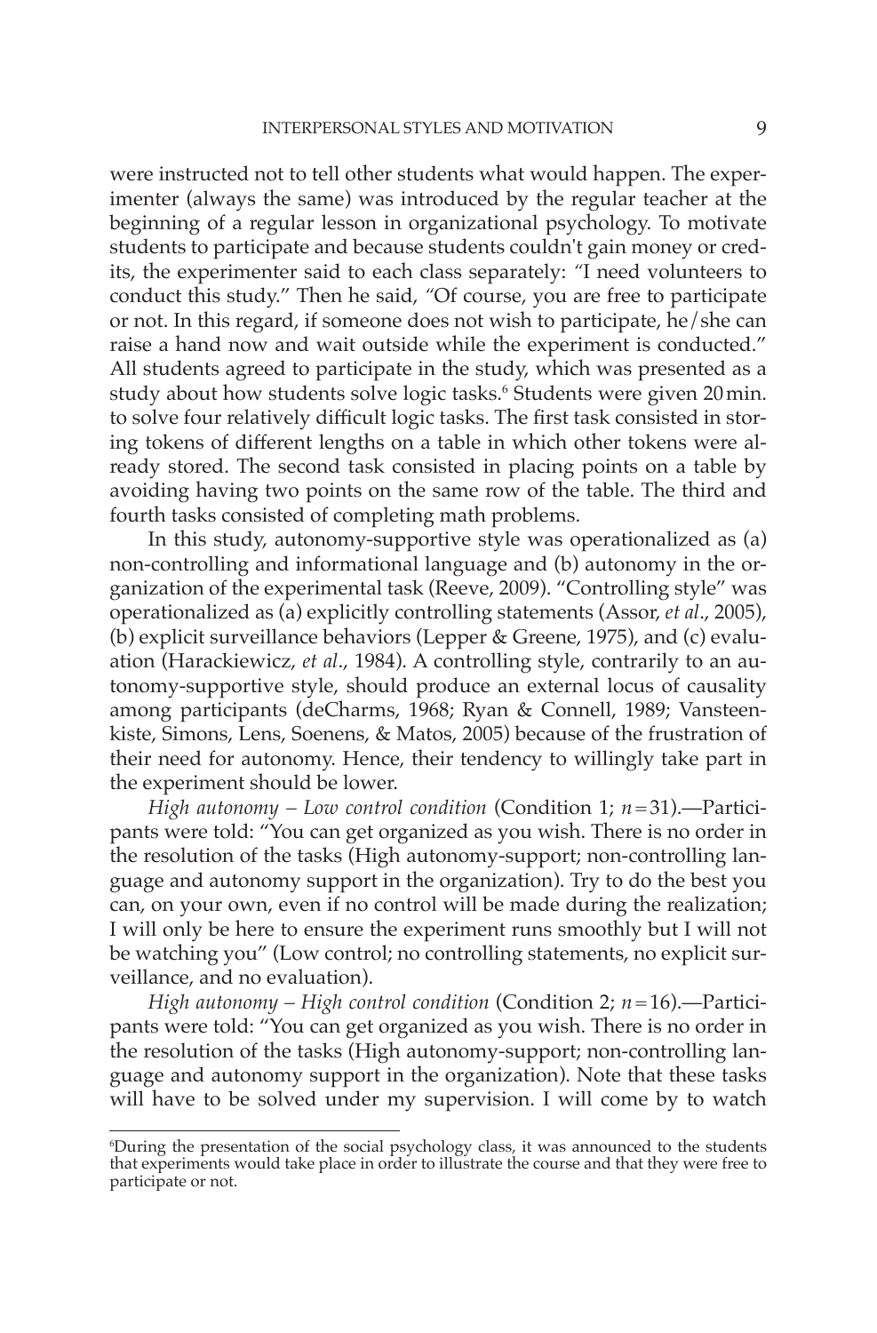were instructed not to tell other students what would happen. The experimenter (always the same) was introduced by the regular teacher at the beginning of a regular lesson in organizational psychology. To motivate students to participate and because students couldn't gain money or credits, the experimenter said to each class separately: "I need volunteers to conduct this study." Then he said, "Of course, you are free to participate or not. In this regard, if someone does not wish to participate, he/she can raise a hand now and wait outside while the experiment is conducted." All students agreed to participate in the study, which was presented as a study about how students solve logic tasks.[6] Students were given 20 min. to solve four relatively difficult logic tasks. The first task consisted in storing tokens of different lengths on a table in which other tokens were already stored. The second task consisted in placing points on a table by avoiding having two points on the same row of the table. The third and fourth tasks consisted of completing math problems.

In this study, autonomy-supportive style was operationalized as (a) non-controlling and informational language and (b) autonomy in the organization of the experimental task (Reeve, 2009). "Controlling style" was operationalized as (a) explicitly controlling statements (Assor, *et al*., 2005), (b) explicit surveillance behaviors (Lepper & Greene, 1975), and (c) evaluation (Harackiewicz, *et al*., 1984). A controlling style, contrarily to an autonomy-supportive style, should produce an external locus of causality among participants (deCharms, 1968; Ryan & Connell, 1989; Vansteenkiste, Simons, Lens, Soenens, & Matos, 2005) because of the frustration of their need for autonomy. Hence, their tendency to willingly take part in the experiment should be lower.

*High autonomy – Low control condition* (Condition 1; $n = 31$).—Participants were told: "You can get organized as you wish. There is no order in the resolution of the tasks (High autonomy-support; non-controlling language and autonomy support in the organization). Try to do the best you can, on your own, even if no control will be made during the realization; I will only be here to ensure the experiment runs smoothly but I will not be watching you" (Low control; no controlling statements, no explicit surveillance, and no evaluation).

*High autonomy – High control condition* (Condition 2; $n = 16$).—Participants were told: "You can get organized as you wish. There is no order in the resolution of the tasks (High autonomy-support; non-controlling language and autonomy support in the organization). Note that these tasks will have to be solved under my supervision. I will come by to watch

[6] During the presentation of the social psychology class, it was announced to the students that experiments would take place in order to illustrate the course and that they were free to participate or not.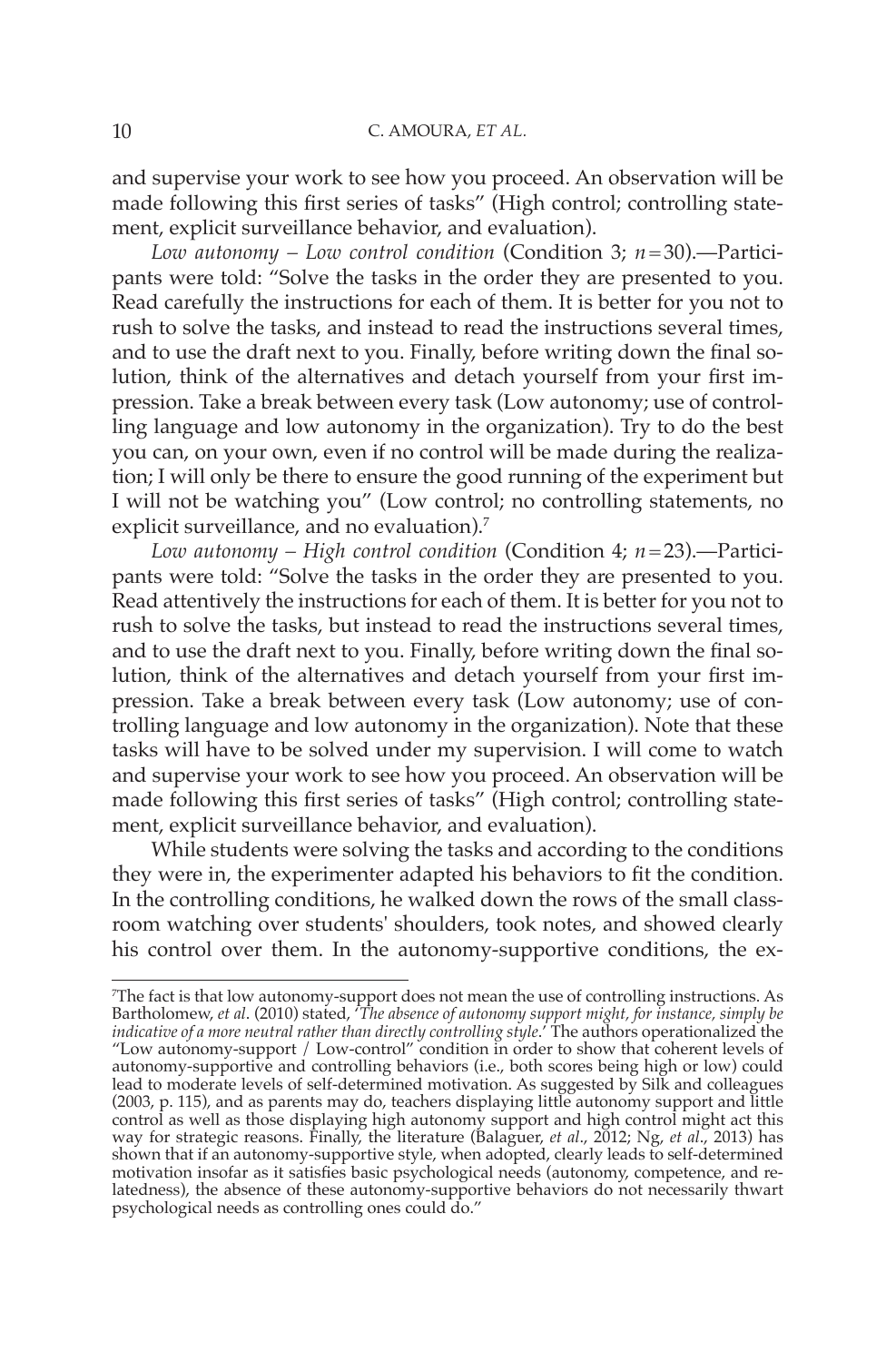and supervise your work to see how you proceed. An observation will be made following this first series of tasks" (High control; controlling statement, explicit surveillance behavior, and evaluation).

*Low autonomy – Low control condition* (Condition 3; $n = 30$).—Participants were told: "Solve the tasks in the order they are presented to you. Read carefully the instructions for each of them. It is better for you not to rush to solve the tasks, and instead to read the instructions several times, and to use the draft next to you. Finally, before writing down the final solution, think of the alternatives and detach yourself from your first impression. Take a break between every task (Low autonomy; use of controlling language and low autonomy in the organization). Try to do the best you can, on your own, even if no control will be made during the realization; I will only be there to ensure the good running of the experiment but I will not be watching you" (Low control; no controlling statements, no explicit surveillance, and no evaluation).[7]

*Low autonomy – High control condition* (Condition 4; $n = 23$).—Participants were told: "Solve the tasks in the order they are presented to you. Read attentively the instructions for each of them. It is better for you not to rush to solve the tasks, but instead to read the instructions several times, and to use the draft next to you. Finally, before writing down the final solution, think of the alternatives and detach yourself from your first impression. Take a break between every task (Low autonomy; use of controlling language and low autonomy in the organization). Note that these tasks will have to be solved under my supervision. I will come to watch and supervise your work to see how you proceed. An observation will be made following this first series of tasks" (High control; controlling statement, explicit surveillance behavior, and evaluation).

While students were solving the tasks and according to the conditions they were in, the experimenter adapted his behaviors to fit the condition. In the controlling conditions, he walked down the rows of the small classroom watching over students' shoulders, took notes, and showed clearly his control over them. In the autonomy-supportive conditions, the ex-

---

[7]The fact is that low autonomy-support does not mean the use of controlling instructions. As Bartholomew, *et al*. (2010) stated, '*The absence of autonomy support might, for instance, simply be indicative of a more neutral rather than directly controlling style*.' The authors operationalized the "Low autonomy-support / Low-control" condition in order to show that coherent levels of autonomy-supportive and controlling behaviors (i.e., both scores being high or low) could lead to moderate levels of self-determined motivation. As suggested by Silk and colleagues (2003, p. 115), and as parents may do, teachers displaying little autonomy support and little control as well as those displaying high autonomy support and high control might act this way for strategic reasons. Finally, the literature (Balaguer, *et al*., 2012; Ng, *et al*., 2013) has shown that if an autonomy-supportive style, when adopted, clearly leads to self-determined motivation insofar as it satisfies basic psychological needs (autonomy, competence, and relatedness), the absence of these autonomy-supportive behaviors do not necessarily thwart psychological needs as controlling ones could do."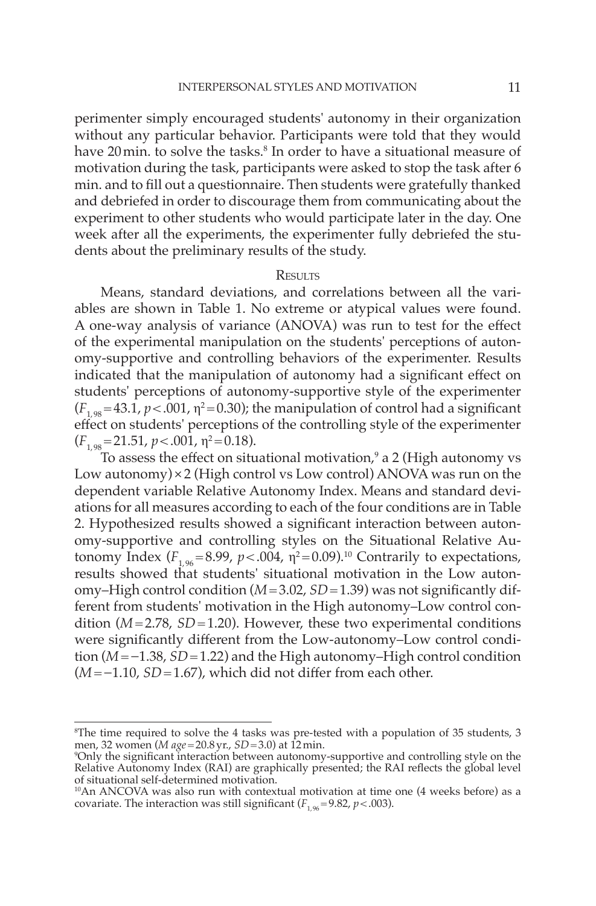perimenter simply encouraged students' autonomy in their organization without any particular behavior. Participants were told that they would have 20 min. to solve the tasks.[8] In order to have a situational measure of motivation during the task, participants were asked to stop the task after 6 min. and to fill out a questionnaire. Then students were gratefully thanked and debriefed in order to discourage them from communicating about the experiment to other students who would participate later in the day. One week after all the experiments, the experimenter fully debriefed the students about the preliminary results of the study.

## Results

Means, standard deviations, and correlations between all the variables are shown in Table 1. No extreme or atypical values were found. A one-way analysis of variance (ANOVA) was run to test for the effect of the experimental manipulation on the students' perceptions of autonomy-supportive and controlling behaviors of the experimenter. Results indicated that the manipulation of autonomy had a significant effect on students' perceptions of autonomy-supportive style of the experimenter ($F_{1,98} = 43.1$, $p < .001$, $\eta^2 = 0.30$); the manipulation of control had a significant effect on students' perceptions of the controlling style of the experimenter ($F_{1,98} = 21.51$, $p < .001$, $\eta^2 = 0.18$).

To assess the effect on situational motivation,[9] a 2 (High autonomy vs Low autonomy) × 2 (High control vs Low control) ANOVA was run on the dependent variable Relative Autonomy Index. Means and standard deviations for all measures according to each of the four conditions are in Table 2. Hypothesized results showed a significant interaction between autonomy-supportive and controlling styles on the Situational Relative Autonomy Index ($F_{1,96} = 8.99$, $p < .004$, $\eta^2 = 0.09$).[10] Contrarily to expectations, results showed that students' situational motivation in the Low autonomy–High control condition ($M = 3.02$, $SD = 1.39$) was not significantly different from students' motivation in the High autonomy–Low control condition ($M = 2.78$, $SD = 1.20$). However, these two experimental conditions were significantly different from the Low-autonomy–Low control condition ($M = -1.38$, $SD = 1.22$) and the High autonomy–High control condition ($M = -1.10$, $SD = 1.67$), which did not differ from each other.

---

[8]The time required to solve the 4 tasks was pre-tested with a population of 35 students, 3 men, 32 women (*M age* = 20.8 yr., *SD* = 3.0) at 12 min.

[9]Only the significant interaction between autonomy-supportive and controlling style on the Relative Autonomy Index (RAI) are graphically presented; the RAI reflects the global level of situational self-determined motivation.

[10]An ANCOVA was also run with contextual motivation at time one (4 weeks before) as a covariate. The interaction was still significant ($F_{1,96} = 9.82$, $p < .003$).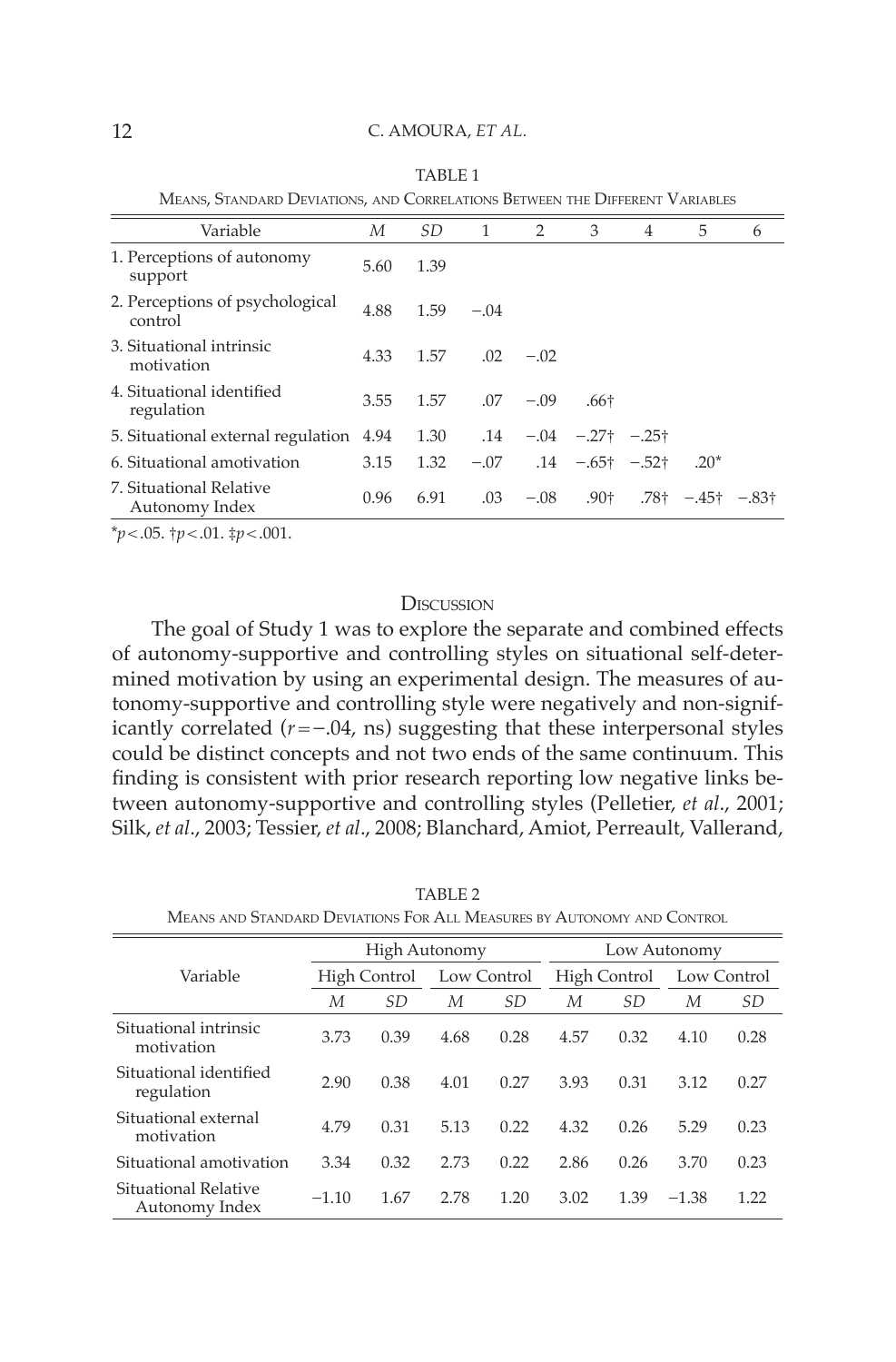TABLE 1

Means, Standard Deviations, and Correlations Between the Different Variables

| Variable | *M* | *SD* | 1 | 2 | 3 | 4 | 5 | 6 |
|---|---|---|---|---|---|---|---|---|
| 1. Perceptions of autonomy support | 5.60 | 1.39 | | | | | | |
| 2. Perceptions of psychological control | 4.88 | 1.59 | −.04 | | | | | |
| 3. Situational intrinsic motivation | 4.33 | 1.57 | .02 | −.02 | | | | |
| 4. Situational identified regulation | 3.55 | 1.57 | .07 | −.09 | .66† | | | |
| 5. Situational external regulation | 4.94 | 1.30 | .14 | −.04 | −.27† | −.25† | | |
| 6. Situational amotivation | 3.15 | 1.32 | −.07 | .14 | −.65† | −.52† | .20* | |
| 7. Situational Relative Autonomy Index | 0.96 | 6.91 | .03 | −.08 | .90† | .78† | −.45† | −.83† |

*$p < .05$. †$p < .01$. ‡$p < .001$.

## Discussion

The goal of Study 1 was to explore the separate and combined effects of autonomy-supportive and controlling styles on situational self-determined motivation by using an experimental design. The measures of autonomy-supportive and controlling style were negatively and non-significantly correlated ($r = -.04$, ns) suggesting that these interpersonal styles could be distinct concepts and not two ends of the same continuum. This finding is consistent with prior research reporting low negative links between autonomy-supportive and controlling styles (Pelletier, *et al*., 2001; Silk, *et al*., 2003; Tessier, *et al*., 2008; Blanchard, Amiot, Perreault, Vallerand,

TABLE 2

Means and Standard Deviations For All Measures by Autonomy and Control

| Variable | High Autonomy | | | | Low Autonomy | | | |
|---|---|---|---|---|---|---|---|---|
| | High Control | | Low Control | | High Control | | Low Control | |
| | *M* | *SD* | *M* | *SD* | *M* | *SD* | *M* | *SD* |
| Situational intrinsic motivation | 3.73 | 0.39 | 4.68 | 0.28 | 4.57 | 0.32 | 4.10 | 0.28 |
| Situational identified regulation | 2.90 | 0.38 | 4.01 | 0.27 | 3.93 | 0.31 | 3.12 | 0.27 |
| Situational external motivation | 4.79 | 0.31 | 5.13 | 0.22 | 4.32 | 0.26 | 5.29 | 0.23 |
| Situational amotivation | 3.34 | 0.32 | 2.73 | 0.22 | 2.86 | 0.26 | 3.70 | 0.23 |
| Situational Relative Autonomy Index | −1.10 | 1.67 | 2.78 | 1.20 | 3.02 | 1.39 | −1.38 | 1.22 |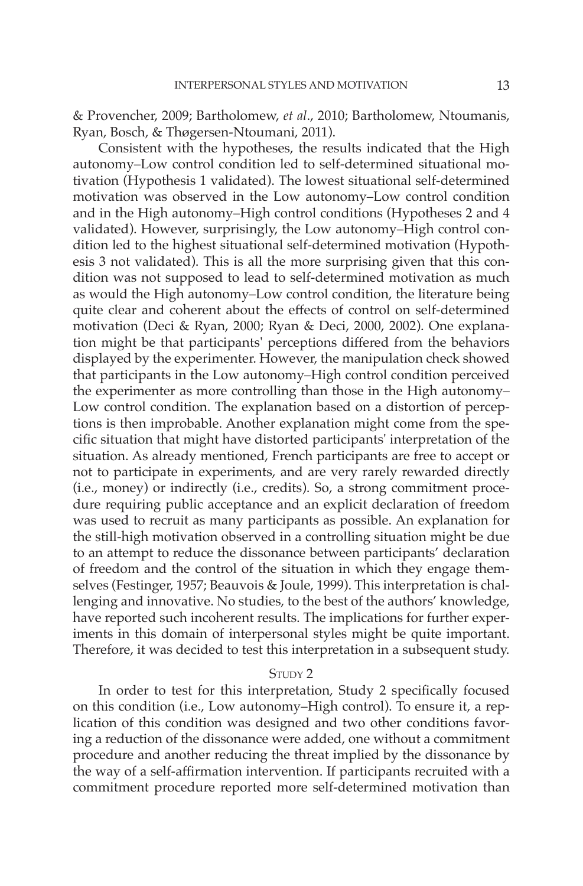& Provencher, 2009; Bartholomew, *et al*., 2010; Bartholomew, Ntoumanis, Ryan, Bosch, & Thøgersen-Ntoumani, 2011).

Consistent with the hypotheses, the results indicated that the High autonomy–Low control condition led to self-determined situational motivation (Hypothesis 1 validated). The lowest situational self-determined motivation was observed in the Low autonomy–Low control condition and in the High autonomy–High control conditions (Hypotheses 2 and 4 validated). However, surprisingly, the Low autonomy–High control condition led to the highest situational self-determined motivation (Hypothesis 3 not validated). This is all the more surprising given that this condition was not supposed to lead to self-determined motivation as much as would the High autonomy–Low control condition, the literature being quite clear and coherent about the effects of control on self-determined motivation (Deci & Ryan, 2000; Ryan & Deci, 2000, 2002). One explanation might be that participants' perceptions differed from the behaviors displayed by the experimenter. However, the manipulation check showed that participants in the Low autonomy–High control condition perceived the experimenter as more controlling than those in the High autonomy–Low control condition. The explanation based on a distortion of perceptions is then improbable. Another explanation might come from the specific situation that might have distorted participants' interpretation of the situation. As already mentioned, French participants are free to accept or not to participate in experiments, and are very rarely rewarded directly (i.e., money) or indirectly (i.e., credits). So, a strong commitment procedure requiring public acceptance and an explicit declaration of freedom was used to recruit as many participants as possible. An explanation for the still-high motivation observed in a controlling situation might be due to an attempt to reduce the dissonance between participants' declaration of freedom and the control of the situation in which they engage themselves (Festinger, 1957; Beauvois & Joule, 1999). This interpretation is challenging and innovative. No studies, to the best of the authors' knowledge, have reported such incoherent results. The implications for further experiments in this domain of interpersonal styles might be quite important. Therefore, it was decided to test this interpretation in a subsequent study.

## Study 2

In order to test for this interpretation, Study 2 specifically focused on this condition (i.e., Low autonomy–High control). To ensure it, a replication of this condition was designed and two other conditions favoring a reduction of the dissonance were added, one without a commitment procedure and another reducing the threat implied by the dissonance by the way of a self-affirmation intervention. If participants recruited with a commitment procedure reported more self-determined motivation than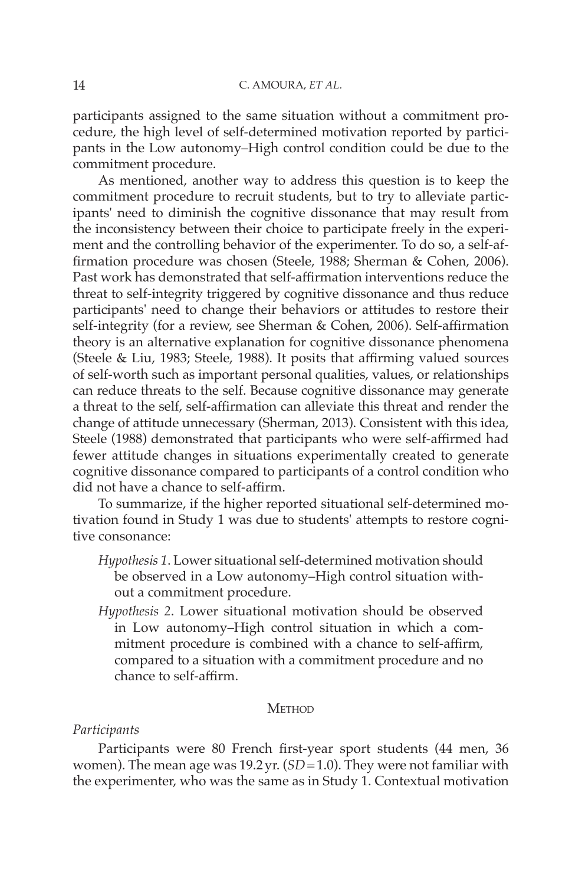participants assigned to the same situation without a commitment procedure, the high level of self-determined motivation reported by participants in the Low autonomy–High control condition could be due to the commitment procedure.

As mentioned, another way to address this question is to keep the commitment procedure to recruit students, but to try to alleviate participants' need to diminish the cognitive dissonance that may result from the inconsistency between their choice to participate freely in the experiment and the controlling behavior of the experimenter. To do so, a self-affirmation procedure was chosen (Steele, 1988; Sherman & Cohen, 2006). Past work has demonstrated that self-affirmation interventions reduce the threat to self-integrity triggered by cognitive dissonance and thus reduce participants' need to change their behaviors or attitudes to restore their self-integrity (for a review, see Sherman & Cohen, 2006). Self-affirmation theory is an alternative explanation for cognitive dissonance phenomena (Steele & Liu, 1983; Steele, 1988). It posits that affirming valued sources of self-worth such as important personal qualities, values, or relationships can reduce threats to the self. Because cognitive dissonance may generate a threat to the self, self-affirmation can alleviate this threat and render the change of attitude unnecessary (Sherman, 2013). Consistent with this idea, Steele (1988) demonstrated that participants who were self-affirmed had fewer attitude changes in situations experimentally created to generate cognitive dissonance compared to participants of a control condition who did not have a chance to self-affirm.

To summarize, if the higher reported situational self-determined motivation found in Study 1 was due to students' attempts to restore cognitive consonance:

*Hypothesis 1*. Lower situational self-determined motivation should be observed in a Low autonomy–High control situation without a commitment procedure.

*Hypothesis 2*. Lower situational motivation should be observed in Low autonomy–High control situation in which a commitment procedure is combined with a chance to self-affirm, compared to a situation with a commitment procedure and no chance to self-affirm.

## Method

### *Participants*

Participants were 80 French first-year sport students (44 men, 36 women). The mean age was 19.2 yr. ($SD = 1.0$). They were not familiar with the experimenter, who was the same as in Study 1. Contextual motivation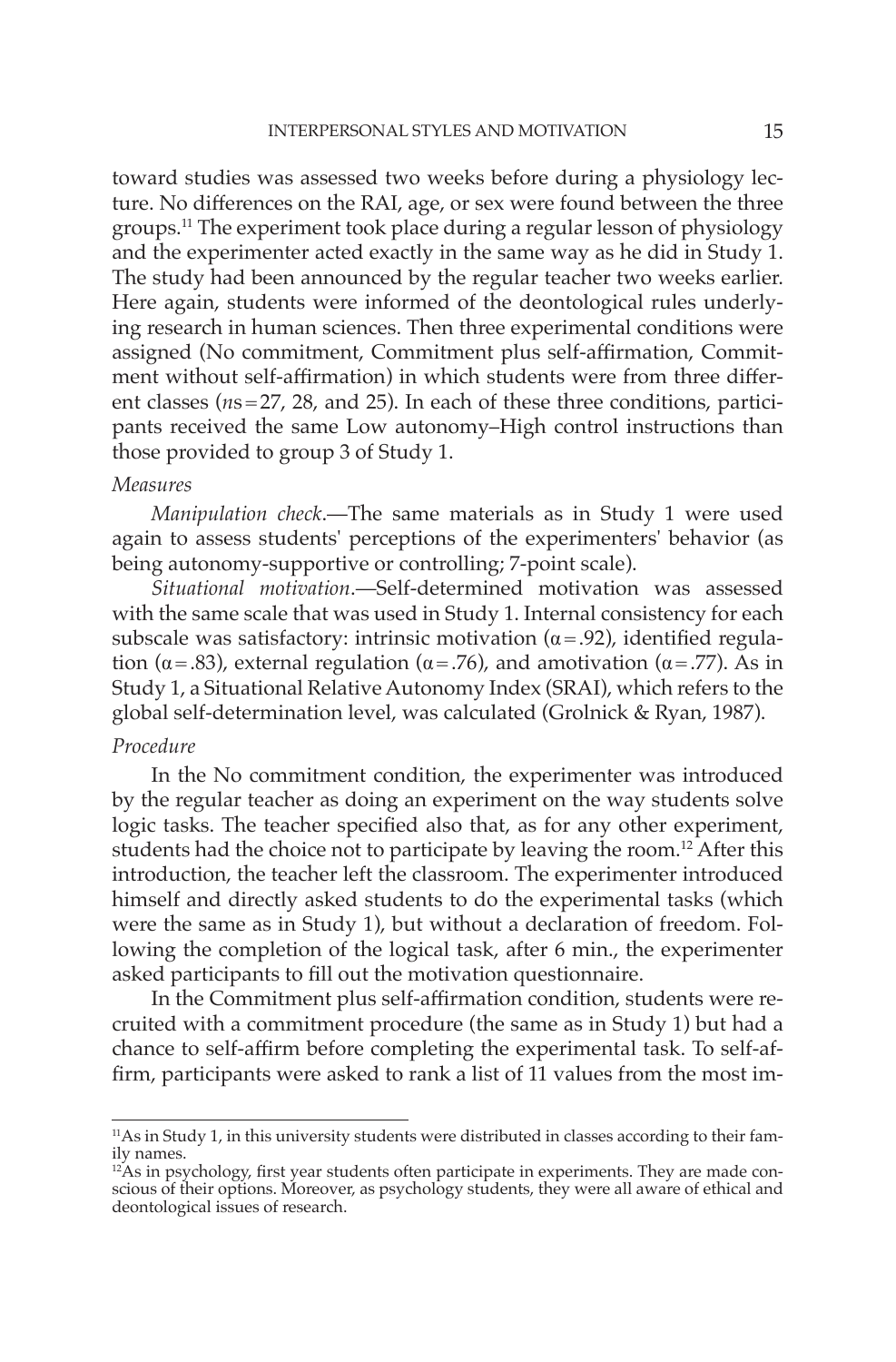toward studies was assessed two weeks before during a physiology lecture. No differences on the RAI, age, or sex were found between the three groups.[11] The experiment took place during a regular lesson of physiology and the experimenter acted exactly in the same way as he did in Study 1. The study had been announced by the regular teacher two weeks earlier. Here again, students were informed of the deontological rules underlying research in human sciences. Then three experimental conditions were assigned (No commitment, Commitment plus self-affirmation, Commitment without self-affirmation) in which students were from three different classes (*n*s = 27, 28, and 25). In each of these three conditions, participants received the same Low autonomy–High control instructions than those provided to group 3 of Study 1.

*Measures*

*Manipulation check*.—The same materials as in Study 1 were used again to assess students' perceptions of the experimenters' behavior (as being autonomy-supportive or controlling; 7-point scale).

*Situational motivation*.—Self-determined motivation was assessed with the same scale that was used in Study 1. Internal consistency for each subscale was satisfactory: intrinsic motivation ($\alpha = .92$), identified regulation ($\alpha = .83$), external regulation ($\alpha = .76$), and amotivation ($\alpha = .77$). As in Study 1, a Situational Relative Autonomy Index (SRAI), which refers to the global self-determination level, was calculated (Grolnick & Ryan, 1987).

*Procedure*

In the No commitment condition, the experimenter was introduced by the regular teacher as doing an experiment on the way students solve logic tasks. The teacher specified also that, as for any other experiment, students had the choice not to participate by leaving the room.[12] After this introduction, the teacher left the classroom. The experimenter introduced himself and directly asked students to do the experimental tasks (which were the same as in Study 1), but without a declaration of freedom. Following the completion of the logical task, after 6 min., the experimenter asked participants to fill out the motivation questionnaire.

In the Commitment plus self-affirmation condition, students were recruited with a commitment procedure (the same as in Study 1) but had a chance to self-affirm before completing the experimental task. To self-affirm, participants were asked to rank a list of 11 values from the most im-

---

[11]As in Study 1, in this university students were distributed in classes according to their family names.

[12]As in psychology, first year students often participate in experiments. They are made conscious of their options. Moreover, as psychology students, they were all aware of ethical and deontological issues of research.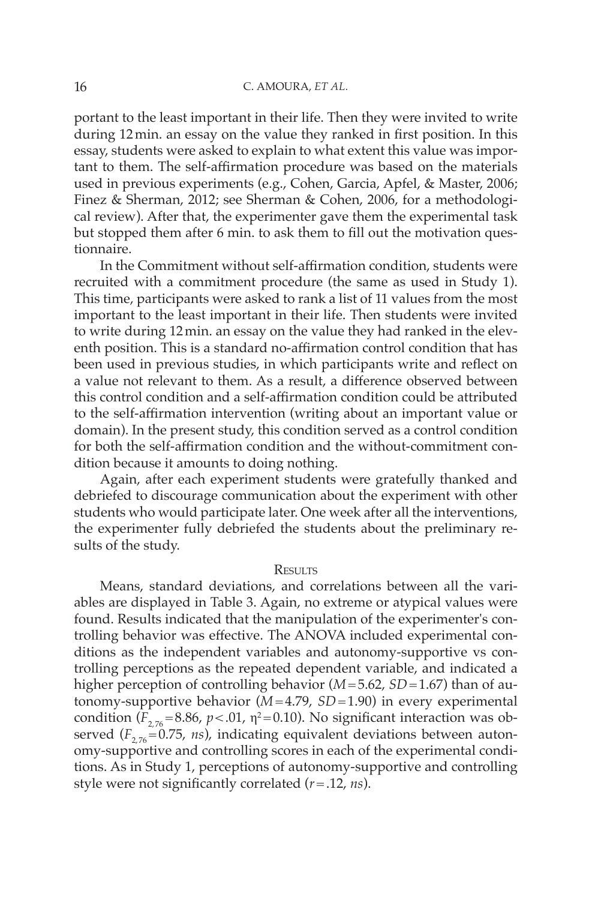portant to the least important in their life. Then they were invited to write during 12 min. an essay on the value they ranked in first position. In this essay, students were asked to explain to what extent this value was important to them. The self-affirmation procedure was based on the materials used in previous experiments (e.g., Cohen, Garcia, Apfel, & Master, 2006; Finez & Sherman, 2012; see Sherman & Cohen, 2006, for a methodological review). After that, the experimenter gave them the experimental task but stopped them after 6 min. to ask them to fill out the motivation questionnaire.

In the Commitment without self-affirmation condition, students were recruited with a commitment procedure (the same as used in Study 1). This time, participants were asked to rank a list of 11 values from the most important to the least important in their life. Then students were invited to write during 12 min. an essay on the value they had ranked in the eleventh position. This is a standard no-affirmation control condition that has been used in previous studies, in which participants write and reflect on a value not relevant to them. As a result, a difference observed between this control condition and a self-affirmation condition could be attributed to the self-affirmation intervention (writing about an important value or domain). In the present study, this condition served as a control condition for both the self-affirmation condition and the without-commitment condition because it amounts to doing nothing.

Again, after each experiment students were gratefully thanked and debriefed to discourage communication about the experiment with other students who would participate later. One week after all the interventions, the experimenter fully debriefed the students about the preliminary results of the study.

## Results

Means, standard deviations, and correlations between all the variables are displayed in Table 3. Again, no extreme or atypical values were found. Results indicated that the manipulation of the experimenter's controlling behavior was effective. The ANOVA included experimental conditions as the independent variables and autonomy-supportive vs controlling perceptions as the repeated dependent variable, and indicated a higher perception of controlling behavior ($M = 5.62$, $SD = 1.67$) than of autonomy-supportive behavior ($M = 4.79$, $SD = 1.90$) in every experimental condition ($F_{2,76} = 8.86$, $p < .01$, $\eta^2 = 0.10$). No significant interaction was observed ($F_{2,76} = 0.75$, *ns*), indicating equivalent deviations between autonomy-supportive and controlling scores in each of the experimental conditions. As in Study 1, perceptions of autonomy-supportive and controlling style were not significantly correlated ($r = .12$, *ns*).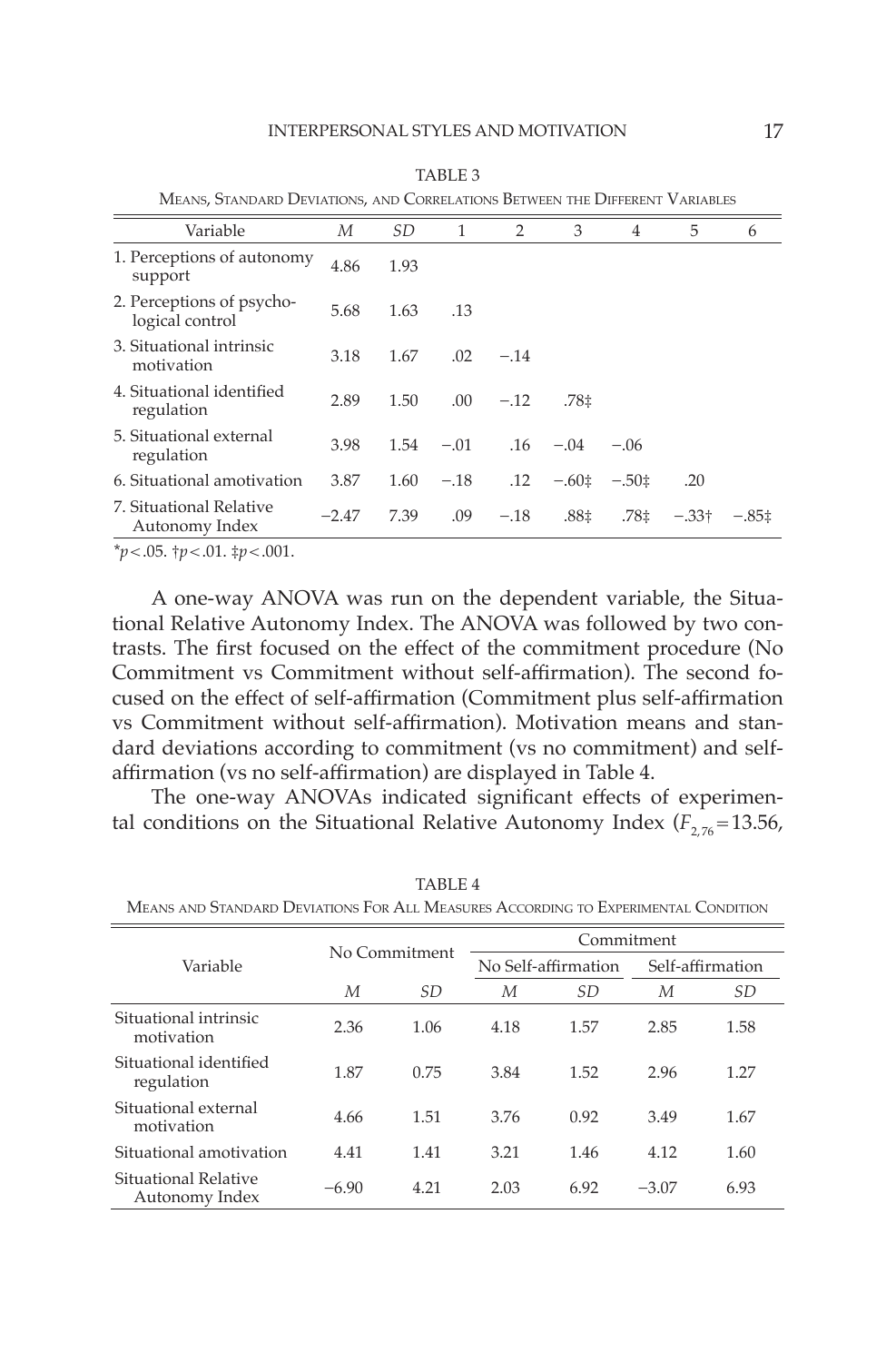TABLE 3

Means, Standard Deviations, and Correlations Between the Different Variables

| Variable | *M* | *SD* | 1 | 2 | 3 | 4 | 5 | 6 |
|---|---|---|---|---|---|---|---|---|
| 1. Perceptions of autonomy support | 4.86 | 1.93 | | | | | | |
| 2. Perceptions of psychological control | 5.68 | 1.63 | .13 | | | | | |
| 3. Situational intrinsic motivation | 3.18 | 1.67 | .02 | −.14 | | | | |
| 4. Situational identified regulation | 2.89 | 1.50 | .00 | −.12 | .78‡ | | | |
| 5. Situational external regulation | 3.98 | 1.54 | −.01 | .16 | −.04 | −.06 | | |
| 6. Situational amotivation | 3.87 | 1.60 | −.18 | .12 | −.60‡ | −.50‡ | .20 | |
| 7. Situational Relative Autonomy Index | −2.47 | 7.39 | .09 | −.18 | .88‡ | .78‡ | −.33† | −.85‡ |

*$p < .05$. †$p < .01$. ‡$p < .001$.

A one-way ANOVA was run on the dependent variable, the Situational Relative Autonomy Index. The ANOVA was followed by two contrasts. The first focused on the effect of the commitment procedure (No Commitment vs Commitment without self-affirmation). The second focused on the effect of self-affirmation (Commitment plus self-affirmation vs Commitment without self-affirmation). Motivation means and standard deviations according to commitment (vs no commitment) and self-affirmation (vs no self-affirmation) are displayed in Table 4.

The one-way ANOVAs indicated significant effects of experimental conditions on the Situational Relative Autonomy Index ($F_{2,76} = 13.56$,

TABLE 4

Means and Standard Deviations For All Measures According to Experimental Condition

| Variable | No Commitment | | Commitment | | | |
|---|---|---|---|---|---|---|
| | | | No Self-affirmation | | Self-affirmation | |
| | *M* | *SD* | *M* | *SD* | *M* | *SD* |
| Situational intrinsic motivation | 2.36 | 1.06 | 4.18 | 1.57 | 2.85 | 1.58 |
| Situational identified regulation | 1.87 | 0.75 | 3.84 | 1.52 | 2.96 | 1.27 |
| Situational external motivation | 4.66 | 1.51 | 3.76 | 0.92 | 3.49 | 1.67 |
| Situational amotivation | 4.41 | 1.41 | 3.21 | 1.46 | 4.12 | 1.60 |
| Situational Relative Autonomy Index | −6.90 | 4.21 | 2.03 | 6.92 | −3.07 | 6.93 |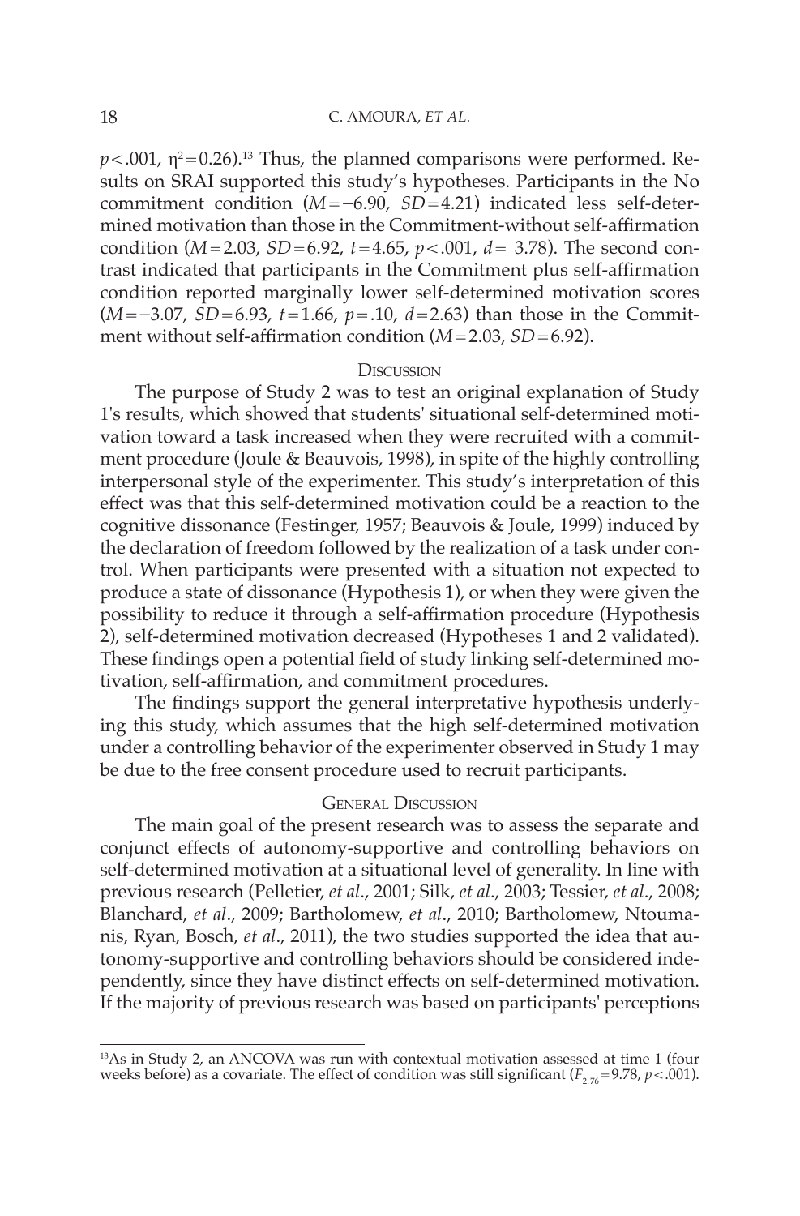$p < .001$, $\eta^2 = 0.26$).[13] Thus, the planned comparisons were performed. Results on SRAI supported this study's hypotheses. Participants in the No commitment condition ($M = -6.90$, $SD = 4.21$) indicated less self-determined motivation than those in the Commitment-without self-affirmation condition ($M = 2.03$, $SD = 6.92$, $t = 4.65$, $p < .001$, $d = 3.78$). The second contrast indicated that participants in the Commitment plus self-affirmation condition reported marginally lower self-determined motivation scores ($M = -3.07$, $SD = 6.93$, $t = 1.66$, $p = .10$, $d = 2.63$) than those in the Commitment without self-affirmation condition ($M = 2.03$, $SD = 6.92$).

### Discussion

The purpose of Study 2 was to test an original explanation of Study 1's results, which showed that students' situational self-determined motivation toward a task increased when they were recruited with a commitment procedure (Joule & Beauvois, 1998), in spite of the highly controlling interpersonal style of the experimenter. This study's interpretation of this effect was that this self-determined motivation could be a reaction to the cognitive dissonance (Festinger, 1957; Beauvois & Joule, 1999) induced by the declaration of freedom followed by the realization of a task under control. When participants were presented with a situation not expected to produce a state of dissonance (Hypothesis 1), or when they were given the possibility to reduce it through a self-affirmation procedure (Hypothesis 2), self-determined motivation decreased (Hypotheses 1 and 2 validated). These findings open a potential field of study linking self-determined motivation, self-affirmation, and commitment procedures.

The findings support the general interpretative hypothesis underlying this study, which assumes that the high self-determined motivation under a controlling behavior of the experimenter observed in Study 1 may be due to the free consent procedure used to recruit participants.

## General Discussion

The main goal of the present research was to assess the separate and conjunct effects of autonomy-supportive and controlling behaviors on self-determined motivation at a situational level of generality. In line with previous research (Pelletier, *et al*., 2001; Silk, *et al*., 2003; Tessier, *et al*., 2008; Blanchard, *et al*., 2009; Bartholomew, *et al*., 2010; Bartholomew, Ntoumanis, Ryan, Bosch, *et al*., 2011), the two studies supported the idea that autonomy-supportive and controlling behaviors should be considered independently, since they have distinct effects on self-determined motivation. If the majority of previous research was based on participants' perceptions

---

[13] As in Study 2, an ANCOVA was run with contextual motivation assessed at time 1 (four weeks before) as a covariate. The effect of condition was still significant ($F_{2,76} = 9.78$, $p < .001$).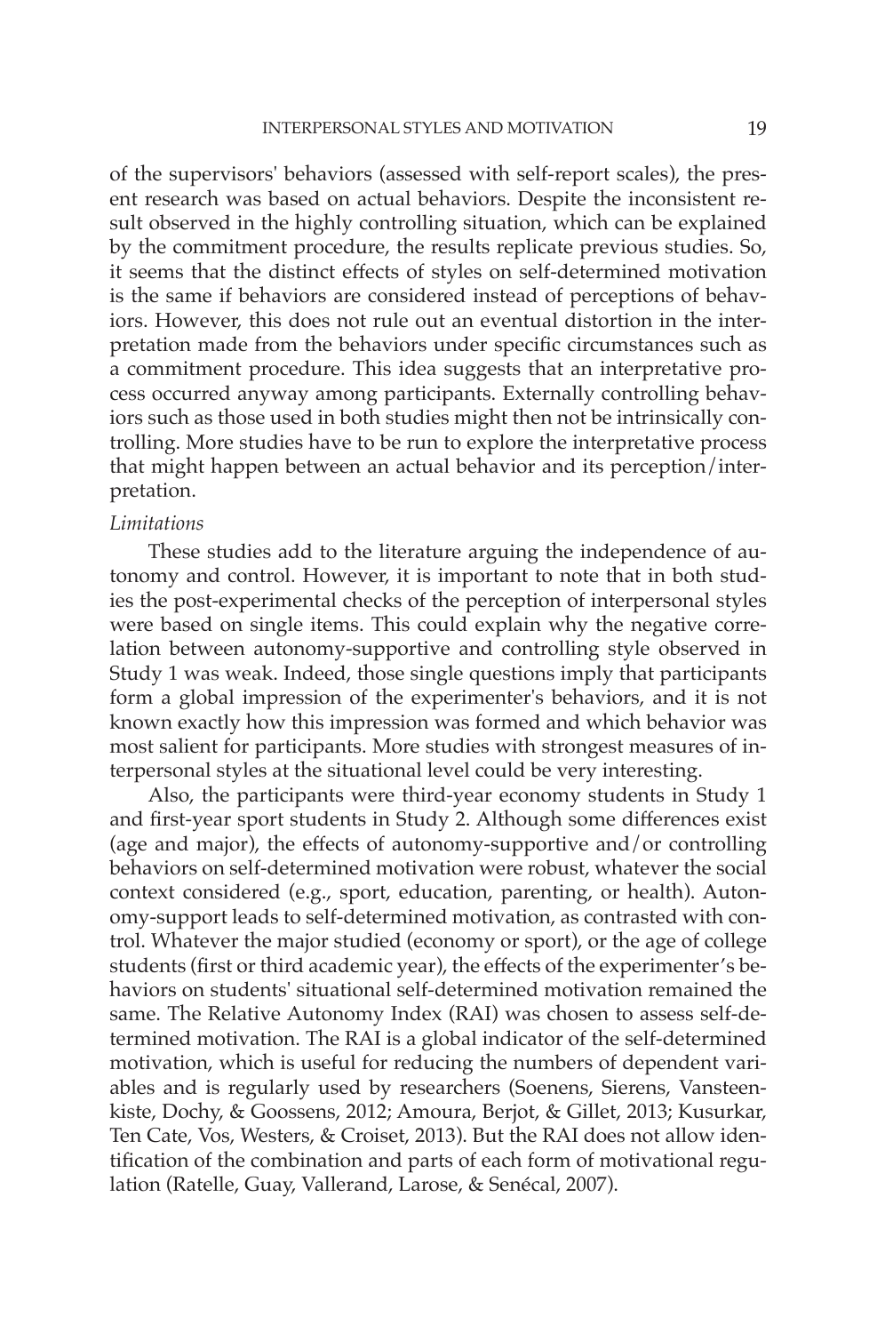of the supervisors' behaviors (assessed with self-report scales), the present research was based on actual behaviors. Despite the inconsistent result observed in the highly controlling situation, which can be explained by the commitment procedure, the results replicate previous studies. So, it seems that the distinct effects of styles on self-determined motivation is the same if behaviors are considered instead of perceptions of behaviors. However, this does not rule out an eventual distortion in the interpretation made from the behaviors under specific circumstances such as a commitment procedure. This idea suggests that an interpretative process occurred anyway among participants. Externally controlling behaviors such as those used in both studies might then not be intrinsically controlling. More studies have to be run to explore the interpretative process that might happen between an actual behavior and its perception/interpretation.

*Limitations*

These studies add to the literature arguing the independence of autonomy and control. However, it is important to note that in both studies the post-experimental checks of the perception of interpersonal styles were based on single items. This could explain why the negative correlation between autonomy-supportive and controlling style observed in Study 1 was weak. Indeed, those single questions imply that participants form a global impression of the experimenter's behaviors, and it is not known exactly how this impression was formed and which behavior was most salient for participants. More studies with strongest measures of interpersonal styles at the situational level could be very interesting.

Also, the participants were third-year economy students in Study 1 and first-year sport students in Study 2. Although some differences exist (age and major), the effects of autonomy-supportive and/or controlling behaviors on self-determined motivation were robust, whatever the social context considered (e.g., sport, education, parenting, or health). Autonomy-support leads to self-determined motivation, as contrasted with control. Whatever the major studied (economy or sport), or the age of college students (first or third academic year), the effects of the experimenter's behaviors on students' situational self-determined motivation remained the same. The Relative Autonomy Index (RAI) was chosen to assess self-determined motivation. The RAI is a global indicator of the self-determined motivation, which is useful for reducing the numbers of dependent variables and is regularly used by researchers (Soenens, Sierens, Vansteenkiste, Dochy, & Goossens, 2012; Amoura, Berjot, & Gillet, 2013; Kusurkar, Ten Cate, Vos, Westers, & Croiset, 2013). But the RAI does not allow identification of the combination and parts of each form of motivational regulation (Ratelle, Guay, Vallerand, Larose, & Senécal, 2007).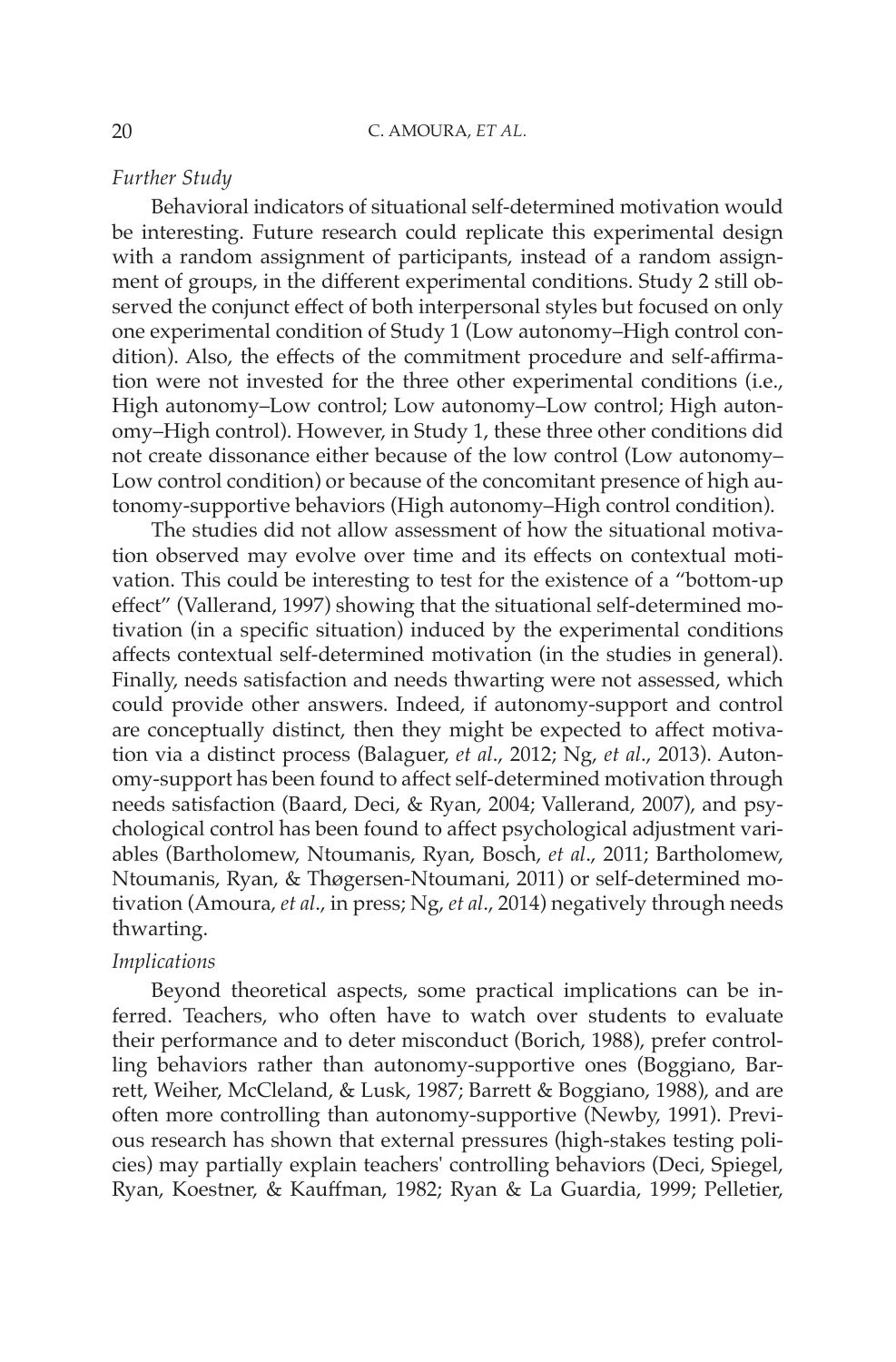*Further Study*

Behavioral indicators of situational self-determined motivation would be interesting. Future research could replicate this experimental design with a random assignment of participants, instead of a random assignment of groups, in the different experimental conditions. Study 2 still observed the conjunct effect of both interpersonal styles but focused on only one experimental condition of Study 1 (Low autonomy–High control condition). Also, the effects of the commitment procedure and self-affirmation were not invested for the three other experimental conditions (i.e., High autonomy–Low control; Low autonomy–Low control; High autonomy–High control). However, in Study 1, these three other conditions did not create dissonance either because of the low control (Low autonomy–Low control condition) or because of the concomitant presence of high autonomy-supportive behaviors (High autonomy–High control condition).

The studies did not allow assessment of how the situational motivation observed may evolve over time and its effects on contextual motivation. This could be interesting to test for the existence of a "bottom-up effect" (Vallerand, 1997) showing that the situational self-determined motivation (in a specific situation) induced by the experimental conditions affects contextual self-determined motivation (in the studies in general). Finally, needs satisfaction and needs thwarting were not assessed, which could provide other answers. Indeed, if autonomy-support and control are conceptually distinct, then they might be expected to affect motivation via a distinct process (Balaguer, *et al*., 2012; Ng, *et al*., 2013). Autonomy-support has been found to affect self-determined motivation through needs satisfaction (Baard, Deci, & Ryan, 2004; Vallerand, 2007), and psychological control has been found to affect psychological adjustment variables (Bartholomew, Ntoumanis, Ryan, Bosch, *et al*., 2011; Bartholomew, Ntoumanis, Ryan, & Thøgersen-Ntoumani, 2011) or self-determined motivation (Amoura, *et al*., in press; Ng, *et al*., 2014) negatively through needs thwarting.

*Implications*

Beyond theoretical aspects, some practical implications can be inferred. Teachers, who often have to watch over students to evaluate their performance and to deter misconduct (Borich, 1988), prefer controlling behaviors rather than autonomy-supportive ones (Boggiano, Barrett, Weiher, McCleland, & Lusk, 1987; Barrett & Boggiano, 1988), and are often more controlling than autonomy-supportive (Newby, 1991). Previous research has shown that external pressures (high-stakes testing policies) may partially explain teachers' controlling behaviors (Deci, Spiegel, Ryan, Koestner, & Kauffman, 1982; Ryan & La Guardia, 1999; Pelletier,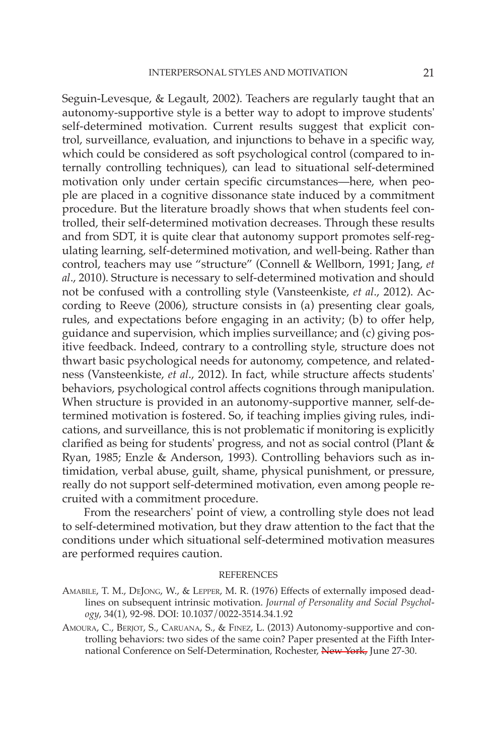Seguin-Levesque, & Legault, 2002). Teachers are regularly taught that an autonomy-supportive style is a better way to adopt to improve students' self-determined motivation. Current results suggest that explicit control, surveillance, evaluation, and injunctions to behave in a specific way, which could be considered as soft psychological control (compared to internally controlling techniques), can lead to situational self-determined motivation only under certain specific circumstances—here, when people are placed in a cognitive dissonance state induced by a commitment procedure. But the literature broadly shows that when students feel controlled, their self-determined motivation decreases. Through these results and from SDT, it is quite clear that autonomy support promotes self-regulating learning, self-determined motivation, and well-being. Rather than control, teachers may use "structure" (Connell & Wellborn, 1991; Jang, *et al*., 2010). Structure is necessary to self-determined motivation and should not be confused with a controlling style (Vansteenkiste, *et al*., 2012). According to Reeve (2006), structure consists in (a) presenting clear goals, rules, and expectations before engaging in an activity; (b) to offer help, guidance and supervision, which implies surveillance; and (c) giving positive feedback. Indeed, contrary to a controlling style, structure does not thwart basic psychological needs for autonomy, competence, and relatedness (Vansteenkiste, *et al*., 2012). In fact, while structure affects students' behaviors, psychological control affects cognitions through manipulation. When structure is provided in an autonomy-supportive manner, self-determined motivation is fostered. So, if teaching implies giving rules, indications, and surveillance, this is not problematic if monitoring is explicitly clarified as being for students' progress, and not as social control (Plant & Ryan, 1985; Enzle & Anderson, 1993). Controlling behaviors such as intimidation, verbal abuse, guilt, shame, physical punishment, or pressure, really do not support self-determined motivation, even among people recruited with a commitment procedure.

From the researchers' point of view, a controlling style does not lead to self-determined motivation, but they draw attention to the fact that the conditions under which situational self-determined motivation measures are performed requires caution.

## REFERENCES

Amabile, T. M., DeJong, W., & Lepper, M. R. (1976) Effects of externally imposed deadlines on subsequent intrinsic motivation. *Journal of Personality and Social Psychology*, 34(1), 92-98. DOI: 10.1037/0022-3514.34.1.92

Amoura, C., Berjot, S., Caruana, S., & Finez, L. (2013) Autonomy-supportive and controlling behaviors: two sides of the same coin? Paper presented at the Fifth International Conference on Self-Determination, Rochester, ~~New York,~~ June 27-30.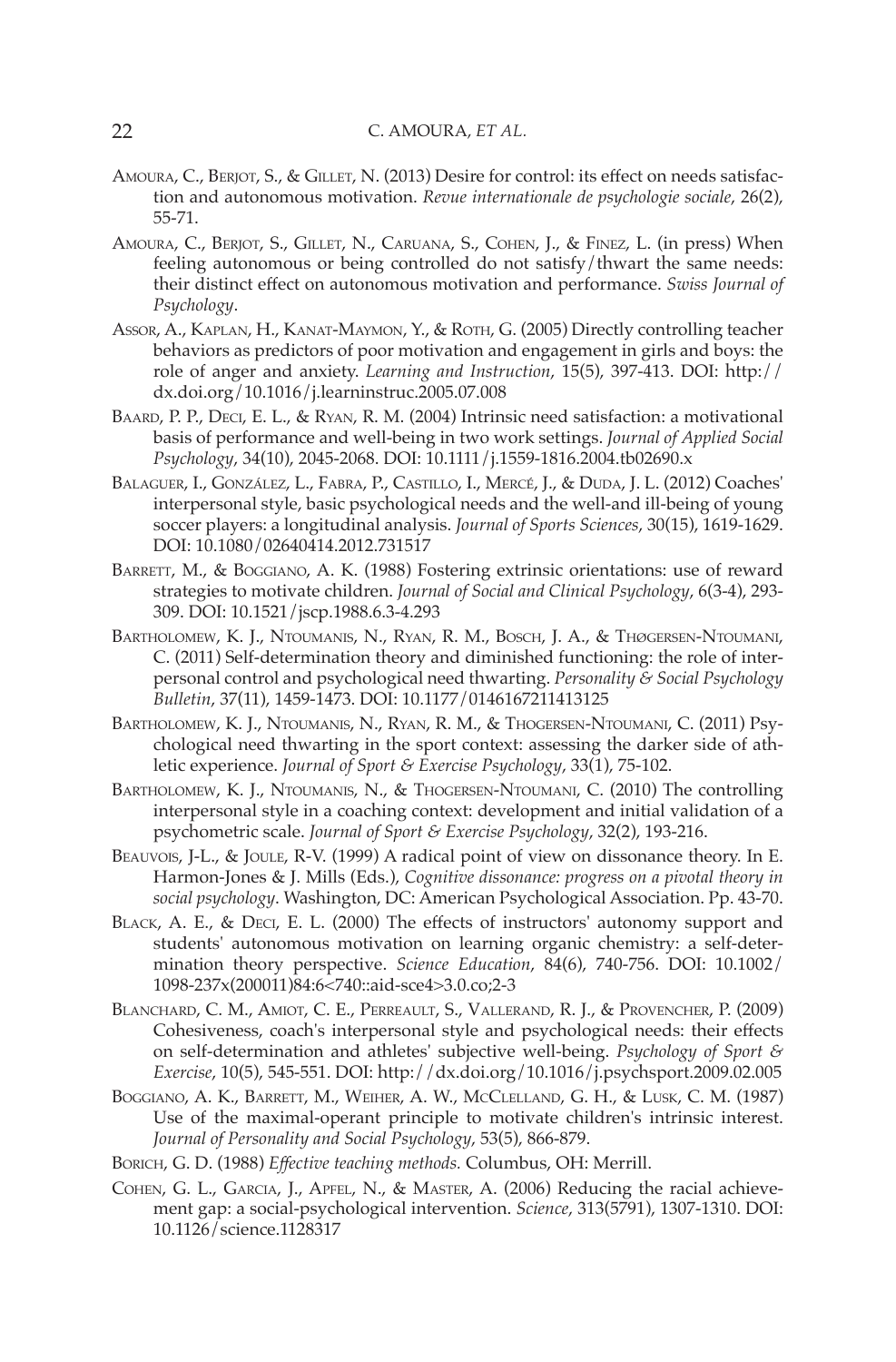Amoura, C., Berjot, S., & Gillet, N. (2013) Desire for control: its effect on needs satisfaction and autonomous motivation. *Revue internationale de psychologie sociale*, 26(2), 55-71.

Amoura, C., Berjot, S., Gillet, N., Caruana, S., Cohen, J., & Finez, L. (in press) When feeling autonomous or being controlled do not satisfy/thwart the same needs: their distinct effect on autonomous motivation and performance. *Swiss Journal of Psychology*.

Assor, A., Kaplan, H., Kanat-Maymon, Y., & Roth, G. (2005) Directly controlling teacher behaviors as predictors of poor motivation and engagement in girls and boys: the role of anger and anxiety. *Learning and Instruction*, 15(5), 397-413. DOI: http://dx.doi.org/10.1016/j.learninstruc.2005.07.008

Baard, P. P., Deci, E. L., & Ryan, R. M. (2004) Intrinsic need satisfaction: a motivational basis of performance and well-being in two work settings. *Journal of Applied Social Psychology*, 34(10), 2045-2068. DOI: 10.1111/j.1559-1816.2004.tb02690.x

Balaguer, I., González, L., Fabra, P., Castillo, I., Mercé, J., & Duda, J. L. (2012) Coaches' interpersonal style, basic psychological needs and the well-and ill-being of young soccer players: a longitudinal analysis. *Journal of Sports Sciences*, 30(15), 1619-1629. DOI: 10.1080/02640414.2012.731517

Barrett, M., & Boggiano, A. K. (1988) Fostering extrinsic orientations: use of reward strategies to motivate children. *Journal of Social and Clinical Psychology*, 6(3-4), 293-309. DOI: 10.1521/jscp.1988.6.3-4.293

Bartholomew, K. J., Ntoumanis, N., Ryan, R. M., Bosch, J. A., & Thøgersen-Ntoumani, C. (2011) Self-determination theory and diminished functioning: the role of interpersonal control and psychological need thwarting. *Personality & Social Psychology Bulletin*, 37(11), 1459-1473. DOI: 10.1177/0146167211413125

Bartholomew, K. J., Ntoumanis, N., Ryan, R. M., & Thogersen-Ntoumani, C. (2011) Psychological need thwarting in the sport context: assessing the darker side of athletic experience. *Journal of Sport & Exercise Psychology*, 33(1), 75-102.

Bartholomew, K. J., Ntoumanis, N., & Thogersen-Ntoumani, C. (2010) The controlling interpersonal style in a coaching context: development and initial validation of a psychometric scale. *Journal of Sport & Exercise Psychology*, 32(2), 193-216.

Beauvois, J-L., & Joule, R-V. (1999) A radical point of view on dissonance theory. In E. Harmon-Jones & J. Mills (Eds.), *Cognitive dissonance: progress on a pivotal theory in social psychology*. Washington, DC: American Psychological Association. Pp. 43-70.

Black, A. E., & Deci, E. L. (2000) The effects of instructors' autonomy support and students' autonomous motivation on learning organic chemistry: a self-determination theory perspective. *Science Education*, 84(6), 740-756. DOI: 10.1002/1098-237x(200011)84:6<740::aid-sce4>3.0.co;2-3

Blanchard, C. M., Amiot, C. E., Perreault, S., Vallerand, R. J., & Provencher, P. (2009) Cohesiveness, coach's interpersonal style and psychological needs: their effects on self-determination and athletes' subjective well-being. *Psychology of Sport & Exercise*, 10(5), 545-551. DOI: http://dx.doi.org/10.1016/j.psychsport.2009.02.005

Boggiano, A. K., Barrett, M., Weiher, A. W., McClelland, G. H., & Lusk, C. M. (1987) Use of the maximal-operant principle to motivate children's intrinsic interest. *Journal of Personality and Social Psychology*, 53(5), 866-879.

Borich, G. D. (1988) *Effective teaching methods.* Columbus, OH: Merrill.

Cohen, G. L., Garcia, J., Apfel, N., & Master, A. (2006) Reducing the racial achievement gap: a social-psychological intervention. *Science*, 313(5791), 1307-1310. DOI: 10.1126/science.1128317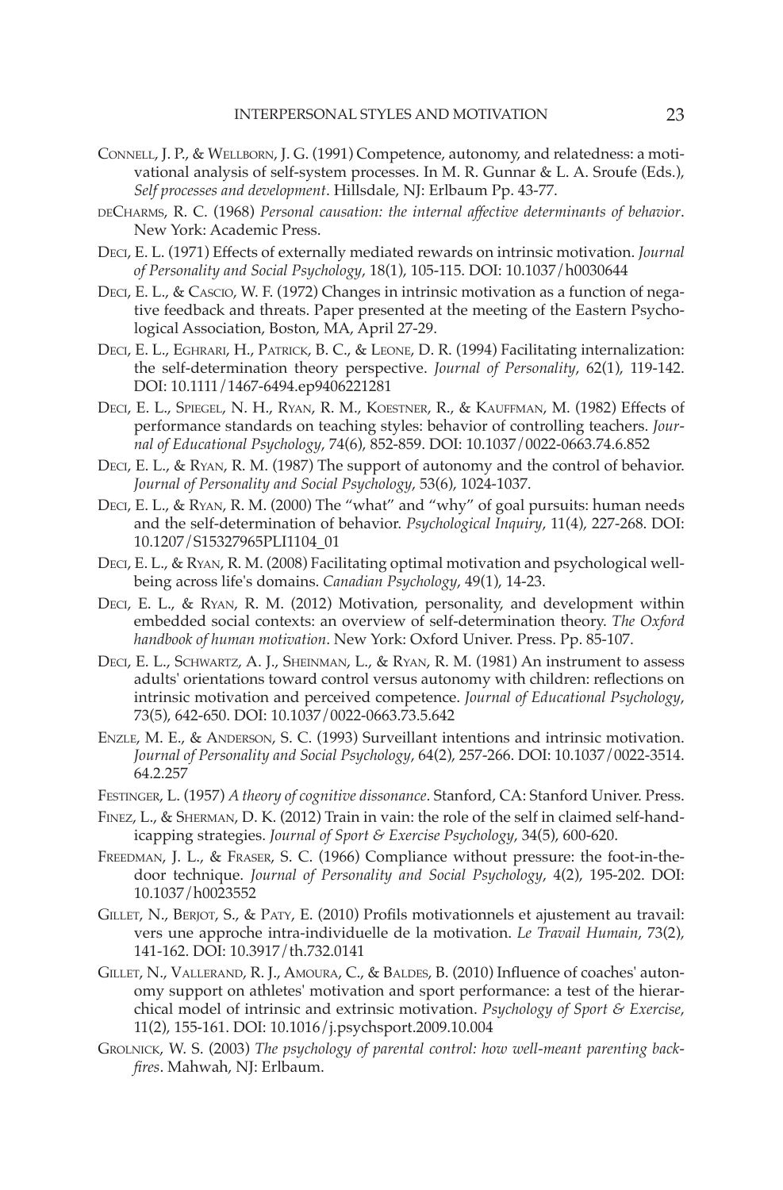Connell, J. P., & Wellborn, J. G. (1991) Competence, autonomy, and relatedness: a motivational analysis of self-system processes. In M. R. Gunnar & L. A. Sroufe (Eds.), *Self processes and development*. Hillsdale, NJ: Erlbaum Pp. 43-77.

deCharms, R. C. (1968) *Personal causation: the internal affective determinants of behavior*. New York: Academic Press.

Deci, E. L. (1971) Effects of externally mediated rewards on intrinsic motivation. *Journal of Personality and Social Psychology*, 18(1), 105-115. DOI: 10.1037/h0030644

Deci, E. L., & Cascio, W. F. (1972) Changes in intrinsic motivation as a function of negative feedback and threats. Paper presented at the meeting of the Eastern Psychological Association, Boston, MA, April 27-29.

Deci, E. L., Eghrari, H., Patrick, B. C., & Leone, D. R. (1994) Facilitating internalization: the self-determination theory perspective. *Journal of Personality*, 62(1), 119-142. DOI: 10.1111/1467-6494.ep9406221281

Deci, E. L., Spiegel, N. H., Ryan, R. M., Koestner, R., & Kauffman, M. (1982) Effects of performance standards on teaching styles: behavior of controlling teachers. *Journal of Educational Psychology*, 74(6), 852-859. DOI: 10.1037/0022-0663.74.6.852

Deci, E. L., & Ryan, R. M. (1987) The support of autonomy and the control of behavior. *Journal of Personality and Social Psychology*, 53(6), 1024-1037.

Deci, E. L., & Ryan, R. M. (2000) The "what" and "why" of goal pursuits: human needs and the self-determination of behavior. *Psychological Inquiry*, 11(4), 227-268. DOI: 10.1207/S15327965PLI1104_01

Deci, E. L., & Ryan, R. M. (2008) Facilitating optimal motivation and psychological well-being across life's domains. *Canadian Psychology*, 49(1), 14-23.

Deci, E. L., & Ryan, R. M. (2012) Motivation, personality, and development within embedded social contexts: an overview of self-determination theory. *The Oxford handbook of human motivation*. New York: Oxford Univer. Press. Pp. 85-107.

Deci, E. L., Schwartz, A. J., Sheinman, L., & Ryan, R. M. (1981) An instrument to assess adults' orientations toward control versus autonomy with children: reflections on intrinsic motivation and perceived competence. *Journal of Educational Psychology*, 73(5), 642-650. DOI: 10.1037/0022-0663.73.5.642

Enzle, M. E., & Anderson, S. C. (1993) Surveillant intentions and intrinsic motivation. *Journal of Personality and Social Psychology*, 64(2), 257-266. DOI: 10.1037/0022-3514.64.2.257

Festinger, L. (1957) *A theory of cognitive dissonance*. Stanford, CA: Stanford Univer. Press.

Finez, L., & Sherman, D. K. (2012) Train in vain: the role of the self in claimed self-handicapping strategies. *Journal of Sport & Exercise Psychology*, 34(5), 600-620.

Freedman, J. L., & Fraser, S. C. (1966) Compliance without pressure: the foot-in-the-door technique. *Journal of Personality and Social Psychology*, 4(2), 195-202. DOI: 10.1037/h0023552

Gillet, N., Berjot, S., & Paty, E. (2010) Profils motivationnels et ajustement au travail: vers une approche intra-individuelle de la motivation. *Le Travail Humain*, 73(2), 141-162. DOI: 10.3917/th.732.0141

Gillet, N., Vallerand, R. J., Amoura, C., & Baldes, B. (2010) Influence of coaches' autonomy support on athletes' motivation and sport performance: a test of the hierarchical model of intrinsic and extrinsic motivation. *Psychology of Sport & Exercise*, 11(2), 155-161. DOI: 10.1016/j.psychsport.2009.10.004

Grolnick, W. S. (2003) *The psychology of parental control: how well-meant parenting backfires*. Mahwah, NJ: Erlbaum.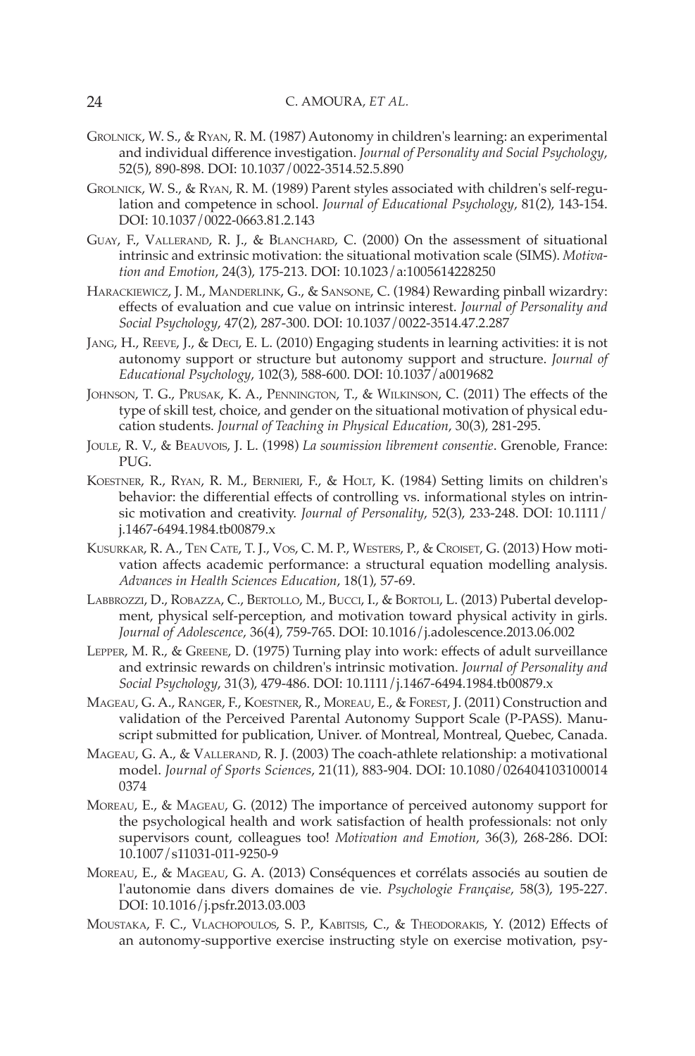Grolnick, W. S., & Ryan, R. M. (1987) Autonomy in children's learning: an experimental and individual difference investigation. *Journal of Personality and Social Psychology*, 52(5), 890-898. DOI: 10.1037/0022-3514.52.5.890

Grolnick, W. S., & Ryan, R. M. (1989) Parent styles associated with children's self-regulation and competence in school. *Journal of Educational Psychology*, 81(2), 143-154. DOI: 10.1037/0022-0663.81.2.143

Guay, F., Vallerand, R. J., & Blanchard, C. (2000) On the assessment of situational intrinsic and extrinsic motivation: the situational motivation scale (SIMS). *Motivation and Emotion*, 24(3), 175-213. DOI: 10.1023/a:1005614228250

Harackiewicz, J. M., Manderlink, G., & Sansone, C. (1984) Rewarding pinball wizardry: effects of evaluation and cue value on intrinsic interest. *Journal of Personality and Social Psychology*, 47(2), 287-300. DOI: 10.1037/0022-3514.47.2.287

Jang, H., Reeve, J., & Deci, E. L. (2010) Engaging students in learning activities: it is not autonomy support or structure but autonomy support and structure. *Journal of Educational Psychology*, 102(3), 588-600. DOI: 10.1037/a0019682

Johnson, T. G., Prusak, K. A., Pennington, T., & Wilkinson, C. (2011) The effects of the type of skill test, choice, and gender on the situational motivation of physical education students. *Journal of Teaching in Physical Education*, 30(3), 281-295.

Joule, R. V., & Beauvois, J. L. (1998) *La soumission librement consentie*. Grenoble, France: PUG.

Koestner, R., Ryan, R. M., Bernieri, F., & Holt, K. (1984) Setting limits on children's behavior: the differential effects of controlling vs. informational styles on intrinsic motivation and creativity. *Journal of Personality*, 52(3), 233-248. DOI: 10.1111/j.1467-6494.1984.tb00879.x

Kusurkar, R. A., Ten Cate, T. J., Vos, C. M. P., Westers, P., & Croiset, G. (2013) How motivation affects academic performance: a structural equation modelling analysis. *Advances in Health Sciences Education*, 18(1), 57-69.

Labbrozzi, D., Robazza, C., Bertollo, M., Bucci, I., & Bortoli, L. (2013) Pubertal development, physical self-perception, and motivation toward physical activity in girls. *Journal of Adolescence*, 36(4), 759-765. DOI: 10.1016/j.adolescence.2013.06.002

Lepper, M. R., & Greene, D. (1975) Turning play into work: effects of adult surveillance and extrinsic rewards on children's intrinsic motivation. *Journal of Personality and Social Psychology*, 31(3), 479-486. DOI: 10.1111/j.1467-6494.1984.tb00879.x

Mageau, G. A., Ranger, F., Koestner, R., Moreau, E., & Forest, J. (2011) Construction and validation of the Perceived Parental Autonomy Support Scale (P-PASS). Manuscript submitted for publication, Univer. of Montreal, Montreal, Quebec, Canada.

Mageau, G. A., & Vallerand, R. J. (2003) The coach-athlete relationship: a motivational model. *Journal of Sports Sciences*, 21(11), 883-904. DOI: 10.1080/0264041031000140374

Moreau, E., & Mageau, G. (2012) The importance of perceived autonomy support for the psychological health and work satisfaction of health professionals: not only supervisors count, colleagues too! *Motivation and Emotion*, 36(3), 268-286. DOI: 10.1007/s11031-011-9250-9

Moreau, E., & Mageau, G. A. (2013) Conséquences et corrélats associés au soutien de l'autonomie dans divers domaines de vie. *Psychologie Française*, 58(3), 195-227. DOI: 10.1016/j.psfr.2013.03.003

Moustaka, F. C., Vlachopoulos, S. P., Kabitsis, C., & Theodorakis, Y. (2012) Effects of an autonomy-supportive exercise instructing style on exercise motivation, psy-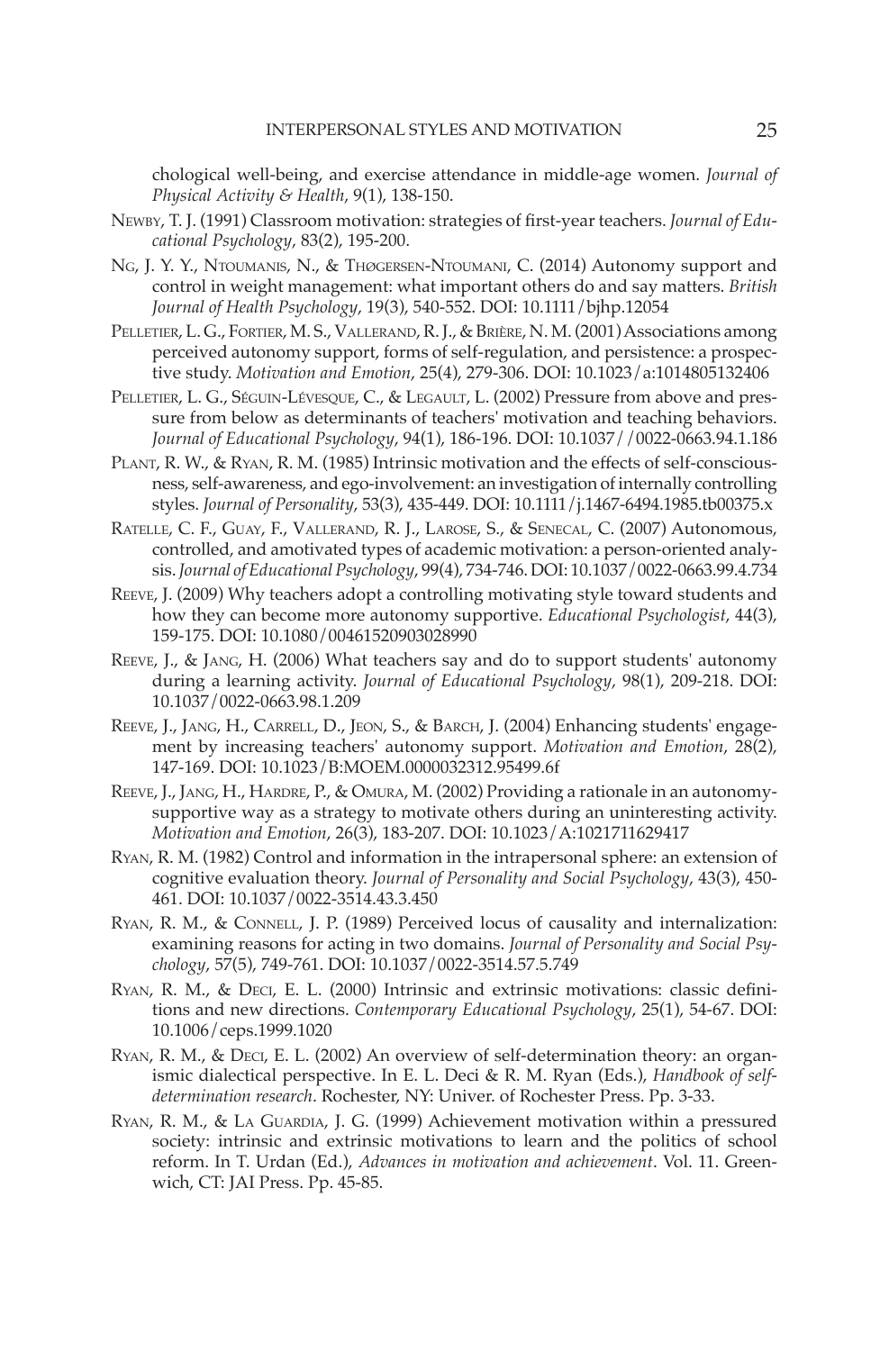chological well-being, and exercise attendance in middle-age women. *Journal of Physical Activity & Health*, 9(1), 138-150.

Newby, T. J. (1991) Classroom motivation: strategies of first-year teachers. *Journal of Educational Psychology*, 83(2), 195-200.

Ng, J. Y. Y., Ntoumanis, N., & Thøgersen-Ntoumani, C. (2014) Autonomy support and control in weight management: what important others do and say matters. *British Journal of Health Psychology*, 19(3), 540-552. DOI: 10.1111/bjhp.12054

Pelletier, L. G., Fortier, M. S., Vallerand, R. J., & Brière, N. M. (2001) Associations among perceived autonomy support, forms of self-regulation, and persistence: a prospective study. *Motivation and Emotion*, 25(4), 279-306. DOI: 10.1023/a:1014805132406

Pelletier, L. G., Séguin-Lévesque, C., & Legault, L. (2002) Pressure from above and pressure from below as determinants of teachers' motivation and teaching behaviors. *Journal of Educational Psychology*, 94(1), 186-196. DOI: 10.1037//0022-0663.94.1.186

Plant, R. W., & Ryan, R. M. (1985) Intrinsic motivation and the effects of self-consciousness, self-awareness, and ego-involvement: an investigation of internally controlling styles. *Journal of Personality*, 53(3), 435-449. DOI: 10.1111/j.1467-6494.1985.tb00375.x

Ratelle, C. F., Guay, F., Vallerand, R. J., Larose, S., & Senecal, C. (2007) Autonomous, controlled, and amotivated types of academic motivation: a person-oriented analysis. *Journal of Educational Psychology*, 99(4), 734-746. DOI: 10.1037/0022-0663.99.4.734

Reeve, J. (2009) Why teachers adopt a controlling motivating style toward students and how they can become more autonomy supportive. *Educational Psychologist*, 44(3), 159-175. DOI: 10.1080/00461520903028990

Reeve, J., & Jang, H. (2006) What teachers say and do to support students' autonomy during a learning activity. *Journal of Educational Psychology*, 98(1), 209-218. DOI: 10.1037/0022-0663.98.1.209

Reeve, J., Jang, H., Carrell, D., Jeon, S., & Barch, J. (2004) Enhancing students' engagement by increasing teachers' autonomy support. *Motivation and Emotion*, 28(2), 147-169. DOI: 10.1023/B:MOEM.0000032312.95499.6f

Reeve, J., Jang, H., Hardre, P., & Omura, M. (2002) Providing a rationale in an autonomy-supportive way as a strategy to motivate others during an uninteresting activity. *Motivation and Emotion*, 26(3), 183-207. DOI: 10.1023/A:1021711629417

Ryan, R. M. (1982) Control and information in the intrapersonal sphere: an extension of cognitive evaluation theory. *Journal of Personality and Social Psychology*, 43(3), 450-461. DOI: 10.1037/0022-3514.43.3.450

Ryan, R. M., & Connell, J. P. (1989) Perceived locus of causality and internalization: examining reasons for acting in two domains. *Journal of Personality and Social Psychology*, 57(5), 749-761. DOI: 10.1037/0022-3514.57.5.749

Ryan, R. M., & Deci, E. L. (2000) Intrinsic and extrinsic motivations: classic definitions and new directions. *Contemporary Educational Psychology*, 25(1), 54-67. DOI: 10.1006/ceps.1999.1020

Ryan, R. M., & Deci, E. L. (2002) An overview of self-determination theory: an organismic dialectical perspective. In E. L. Deci & R. M. Ryan (Eds.), *Handbook of self-determination research*. Rochester, NY: Univer. of Rochester Press. Pp. 3-33.

Ryan, R. M., & La Guardia, J. G. (1999) Achievement motivation within a pressured society: intrinsic and extrinsic motivations to learn and the politics of school reform. In T. Urdan (Ed.), *Advances in motivation and achievement*. Vol. 11. Greenwich, CT: JAI Press. Pp. 45-85.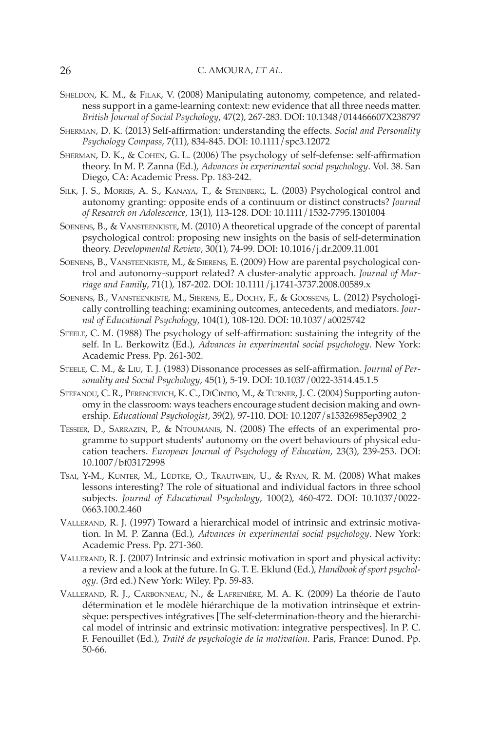Sheldon, K. M., & Filak, V. (2008) Manipulating autonomy, competence, and relatedness support in a game-learning context: new evidence that all three needs matter. *British Journal of Social Psychology*, 47(2), 267-283. DOI: 10.1348/014466607X238797

Sherman, D. K. (2013) Self-affirmation: understanding the effects. *Social and Personality Psychology Compass*, 7(11), 834-845. DOI: 10.1111/spc3.12072

Sherman, D. K., & Cohen, G. L. (2006) The psychology of self-defense: self-affirmation theory. In M. P. Zanna (Ed.), *Advances in experimental social psychology*. Vol. 38. San Diego, CA: Academic Press. Pp. 183-242.

Silk, J. S., Morris, A. S., Kanaya, T., & Steinberg, L. (2003) Psychological control and autonomy granting: opposite ends of a continuum or distinct constructs? *Journal of Research on Adolescence*, 13(1), 113-128. DOI: 10.1111/1532-7795.1301004

Soenens, B., & Vansteenkiste, M. (2010) A theoretical upgrade of the concept of parental psychological control: proposing new insights on the basis of self-determination theory. *Developmental Review*, 30(1), 74-99. DOI: 10.1016/j.dr.2009.11.001

Soenens, B., Vansteenkiste, M., & Sierens, E. (2009) How are parental psychological control and autonomy-support related? A cluster-analytic approach. *Journal of Marriage and Family*, 71(1), 187-202. DOI: 10.1111/j.1741-3737.2008.00589.x

Soenens, B., Vansteenkiste, M., Sierens, E., Dochy, F., & Goossens, L. (2012) Psychologically controlling teaching: examining outcomes, antecedents, and mediators. *Journal of Educational Psychology*, 104(1), 108-120. DOI: 10.1037/a0025742

Steele, C. M. (1988) The psychology of self-affirmation: sustaining the integrity of the self. In L. Berkowitz (Ed.), *Advances in experimental social psychology*. New York: Academic Press. Pp. 261-302.

Steele, C. M., & Liu, T. J. (1983) Dissonance processes as self-affirmation. *Journal of Personality and Social Psychology*, 45(1), 5-19. DOI: 10.1037/0022-3514.45.1.5

Stefanou, C. R., Perencevich, K. C., DiCintio, M., & Turner, J. C. (2004) Supporting autonomy in the classroom: ways teachers encourage student decision making and ownership. *Educational Psychologist*, 39(2), 97-110. DOI: 10.1207/s15326985ep3902_2

Tessier, D., Sarrazin, P., & Ntoumanis, N. (2008) The effects of an experimental programme to support students' autonomy on the overt behaviours of physical education teachers. *European Journal of Psychology of Education*, 23(3), 239-253. DOI: 10.1007/bf03172998

Tsai, Y-M., Kunter, M., Lüdtke, O., Trautwein, U., & Ryan, R. M. (2008) What makes lessons interesting? The role of situational and individual factors in three school subjects. *Journal of Educational Psychology*, 100(2), 460-472. DOI: 10.1037/0022-0663.100.2.460

Vallerand, R. J. (1997) Toward a hierarchical model of intrinsic and extrinsic motivation. In M. P. Zanna (Ed.), *Advances in experimental social psychology*. New York: Academic Press. Pp. 271-360.

Vallerand, R. J. (2007) Intrinsic and extrinsic motivation in sport and physical activity: a review and a look at the future. In G. T. E. Eklund (Ed.), *Handbook of sport psychology*. (3rd ed.) New York: Wiley. Pp. 59-83.

Vallerand, R. J., Carbonneau, N., & Lafrenière, M. A. K. (2009) La théorie de l'auto détermination et le modèle hiérarchique de la motivation intrinsèque et extrinsèque: perspectives intégratives [The self-determination-theory and the hierarchical model of intrinsic and extrinsic motivation: integrative perspectives]. In P. C. F. Fenouillet (Ed.), *Traité de psychologie de la motivation*. Paris, France: Dunod. Pp. 50-66.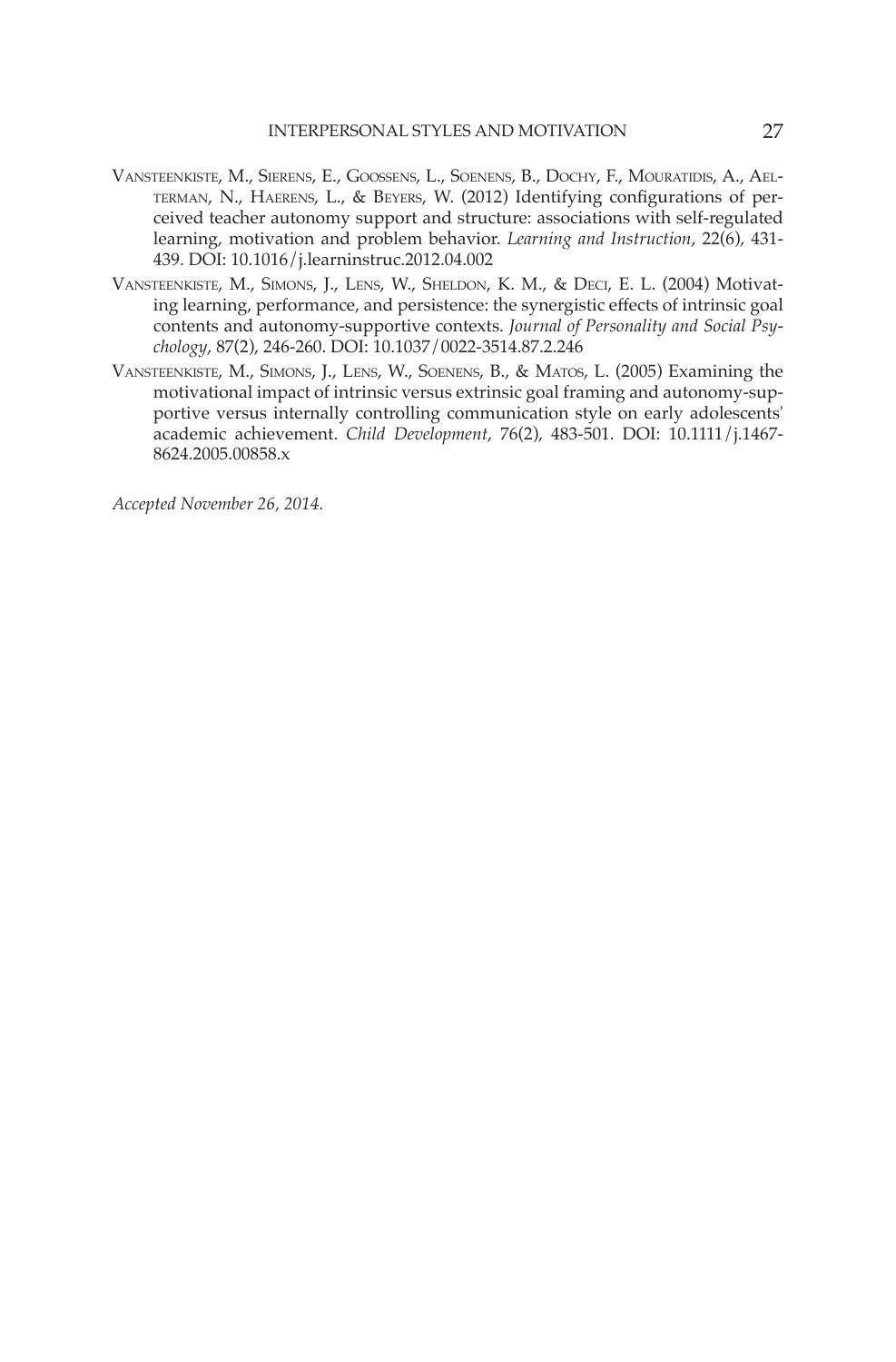Vansteenkiste, M., Sierens, E., Goossens, L., Soenens, B., Dochy, F., Mouratidis, A., Aelterman, N., Haerens, L., & Beyers, W. (2012) Identifying configurations of perceived teacher autonomy support and structure: associations with self-regulated learning, motivation and problem behavior. *Learning and Instruction*, 22(6), 431-439. DOI: 10.1016/j.learninstruc.2012.04.002

Vansteenkiste, M., Simons, J., Lens, W., Sheldon, K. M., & Deci, E. L. (2004) Motivating learning, performance, and persistence: the synergistic effects of intrinsic goal contents and autonomy-supportive contexts. *Journal of Personality and Social Psychology*, 87(2), 246-260. DOI: 10.1037/0022-3514.87.2.246

Vansteenkiste, M., Simons, J., Lens, W., Soenens, B., & Matos, L. (2005) Examining the motivational impact of intrinsic versus extrinsic goal framing and autonomy-supportive versus internally controlling communication style on early adolescents' academic achievement. *Child Development*, 76(2), 483-501. DOI: 10.1111/j.1467-8624.2005.00858.x

*Accepted November 26, 2014.*